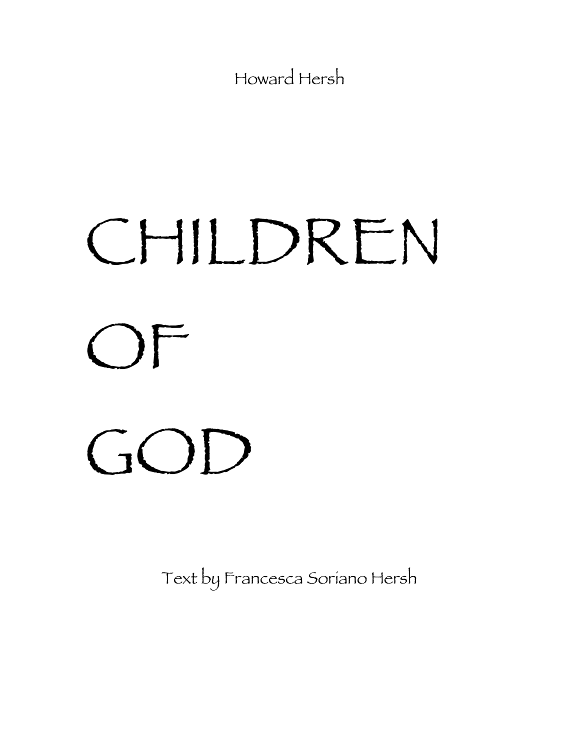Howard Hersh

# CHILDREN OF GOD

Text by Francesca Soriano Hersh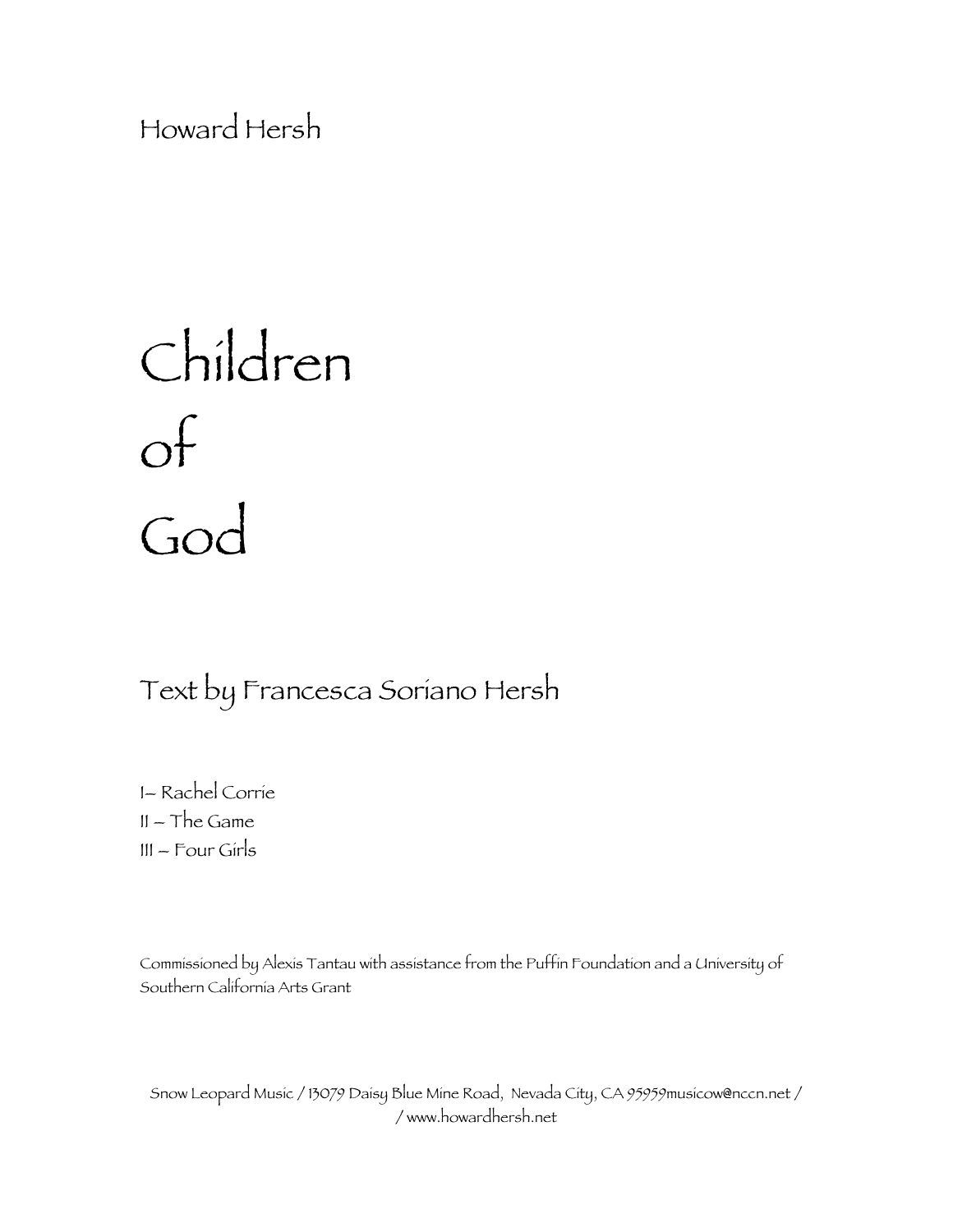Howard Hersh

# Children of God

## Text by Francesca Soriano Hersh

I– Rachel Corrie
II – The Game
III – Four Girls

Commissioned by Alexis Tantau with assistance from the Puffin Foundation and a University of Southern California Arts Grant

Snow Leopard Music / 13079 Daisy Blue Mine Road, Nevada City, CA 95959musicow@nccn.net / / www.howardhersh.net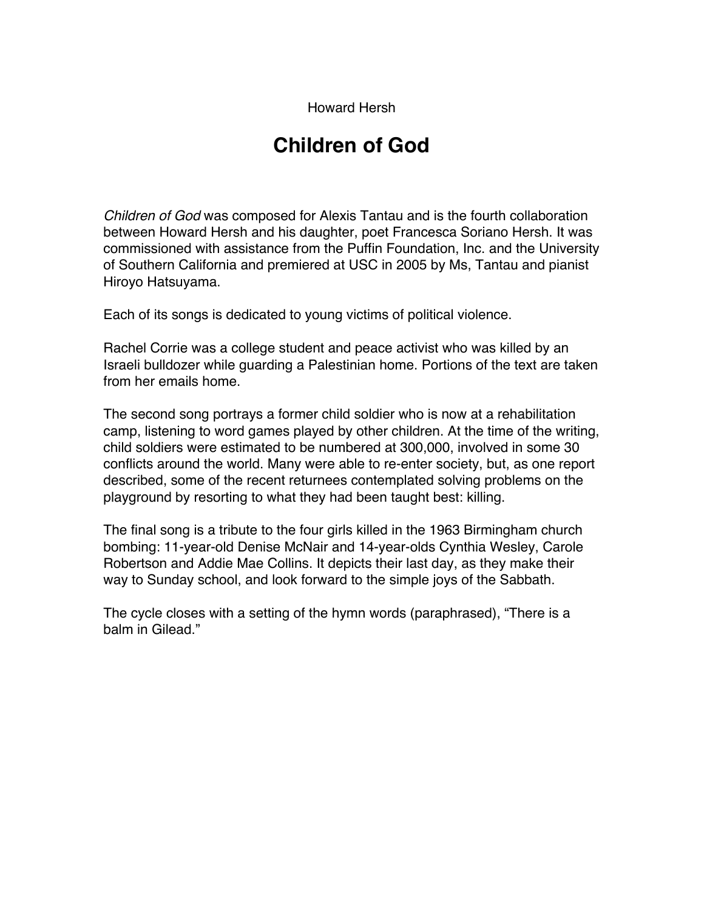Howard Hersh

# Children of God

*Children of God* was composed for Alexis Tantau and is the fourth collaboration between Howard Hersh and his daughter, poet Francesca Soriano Hersh. It was commissioned with assistance from the Puffin Foundation, Inc. and the University of Southern California and premiered at USC in 2005 by Ms, Tantau and pianist Hiroyo Hatsuyama.

Each of its songs is dedicated to young victims of political violence.

Rachel Corrie was a college student and peace activist who was killed by an Israeli bulldozer while guarding a Palestinian home. Portions of the text are taken from her emails home.

The second song portrays a former child soldier who is now at a rehabilitation camp, listening to word games played by other children. At the time of the writing, child soldiers were estimated to be numbered at 300,000, involved in some 30 conflicts around the world. Many were able to re-enter society, but, as one report described, some of the recent returnees contemplated solving problems on the playground by resorting to what they had been taught best: killing.

The final song is a tribute to the four girls killed in the 1963 Birmingham church bombing: 11-year-old Denise McNair and 14-year-olds Cynthia Wesley, Carole Robertson and Addie Mae Collins. It depicts their last day, as they make their way to Sunday school, and look forward to the simple joys of the Sabbath.

The cycle closes with a setting of the hymn words (paraphrased), “There is a balm in Gilead.”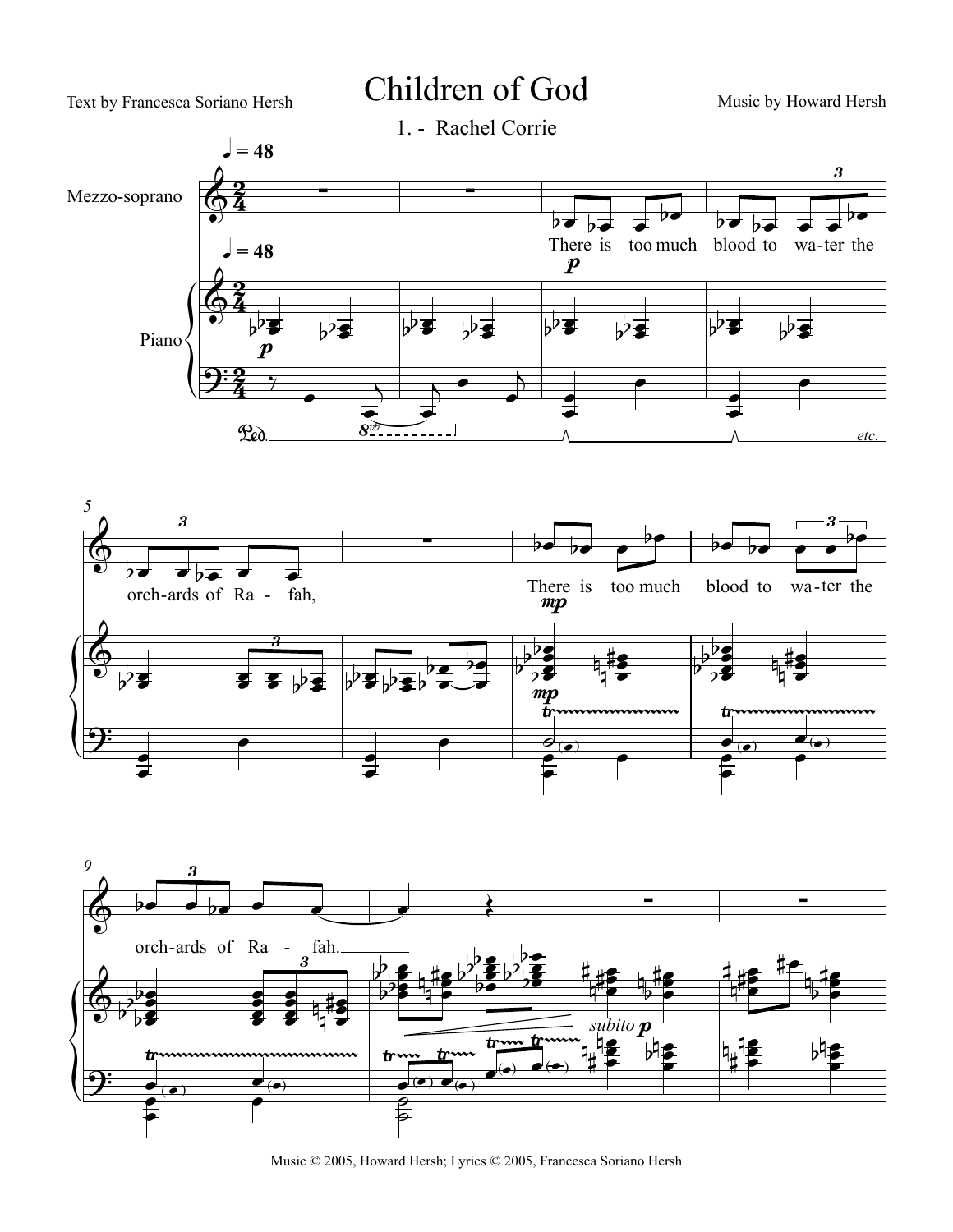Text by Francesca Soriano Hersh

# Children of God

Music by Howard Hersh

## 1. - Rachel Corrie

Music © 2005, Howard Hersh; Lyrics © 2005, Francesca Soriano Hersh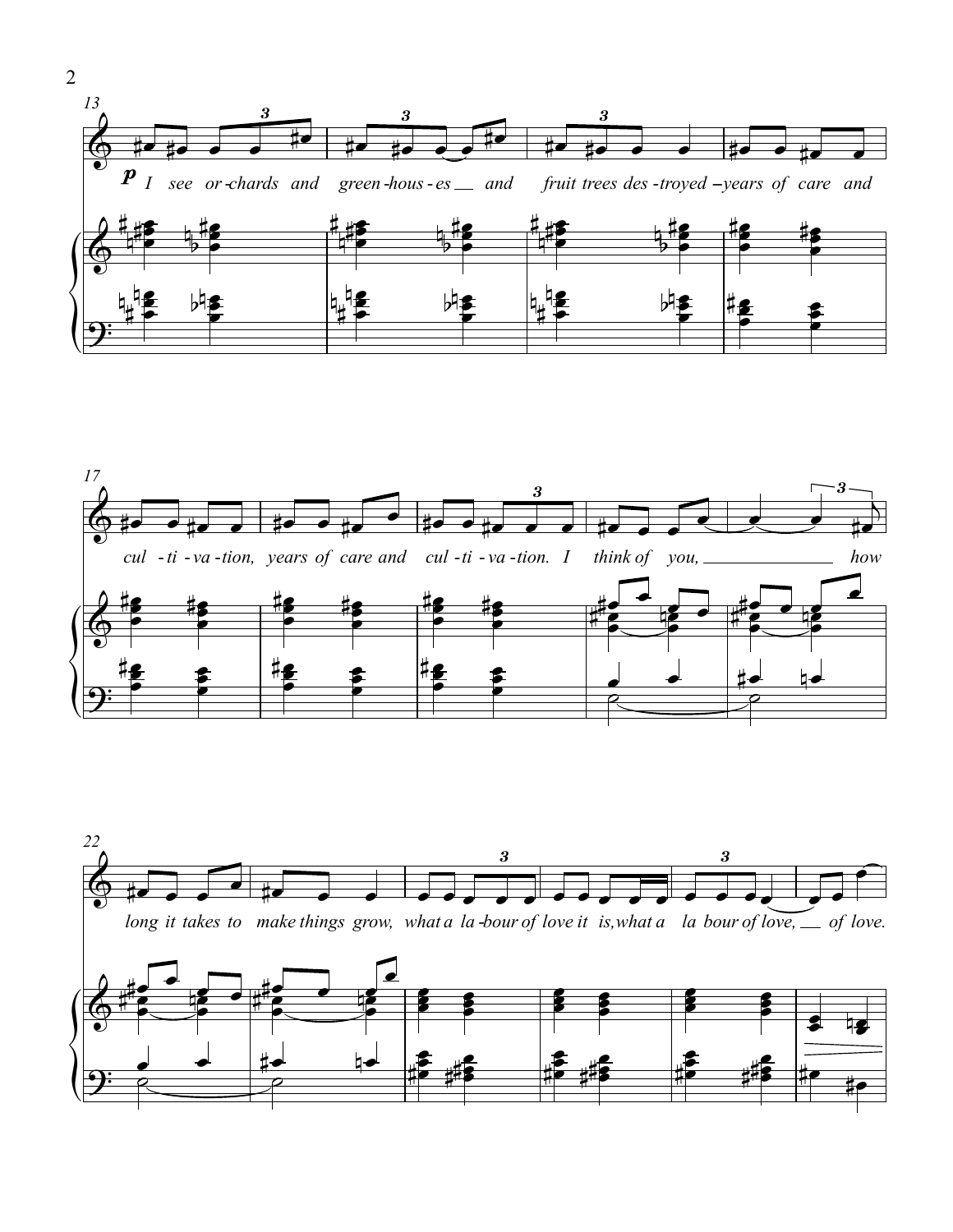I see or-chards and green-hous-es and fruit trees des-troyed – years of care and cul-ti-va-tion, years of care and cul-ti-va-tion. I think of you, how long it takes to make things grow, what a la-bour of love it is, what a la bour of love, of love.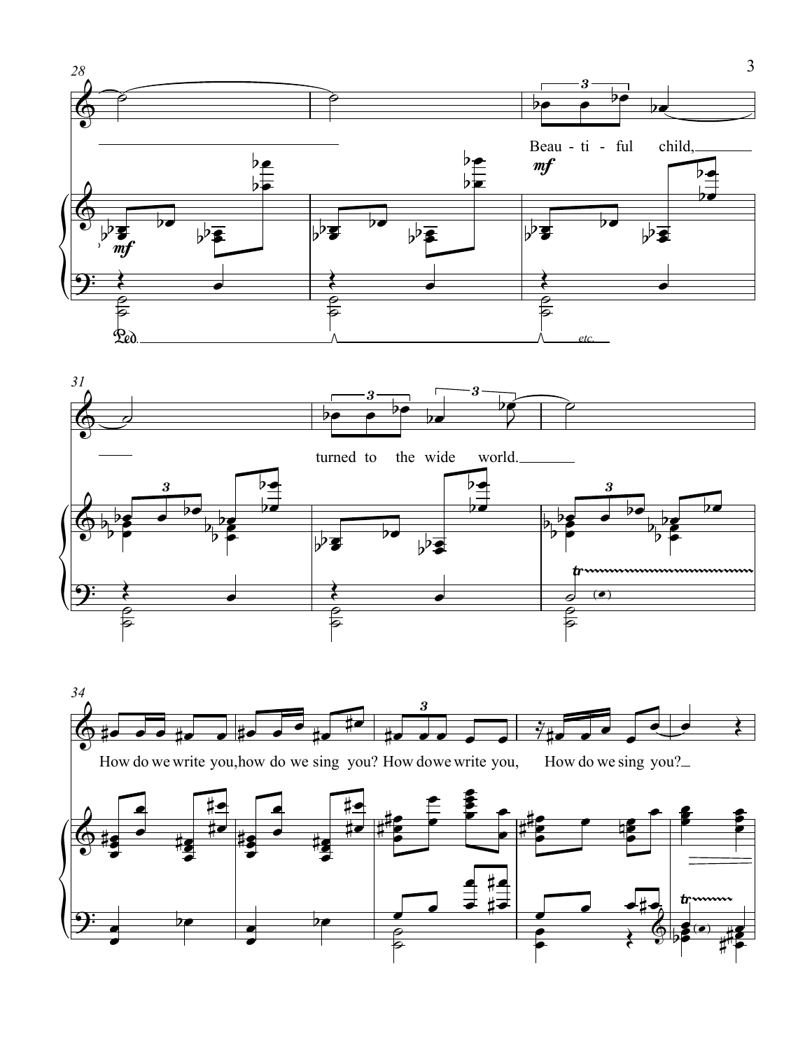28

Beau - ti - ful child,

*mf*

*mf*

Ped. *etc.*

31

turned to the wide world.

34

How do we write you, how do we sing you? How do we write you, How do we sing you?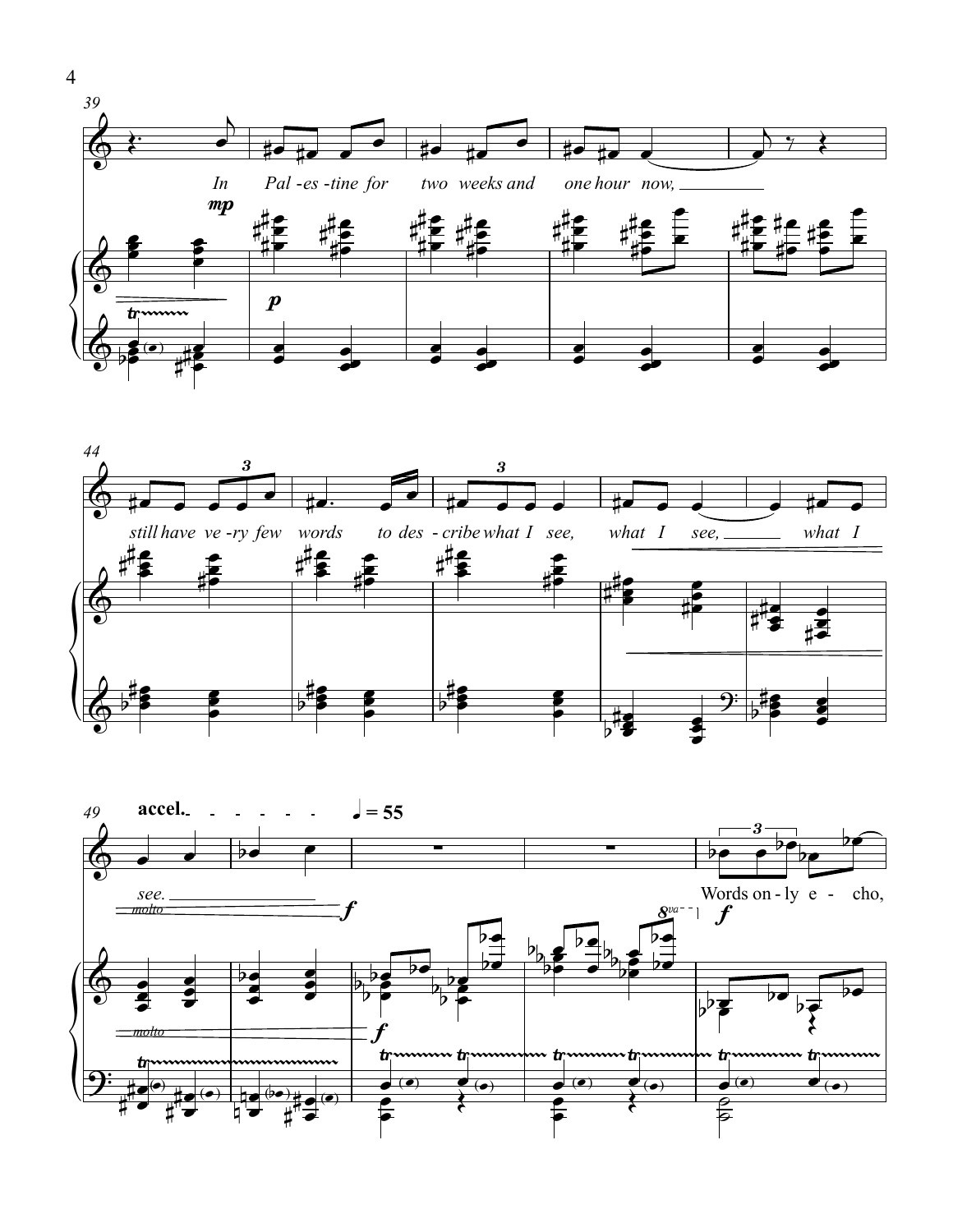In Pal-es-tine for two weeks and one hour now,

still have ve-ry few words to des-cribe what I see, what I see, what I see.

accel. ♩ = 55

Words on-ly e-cho,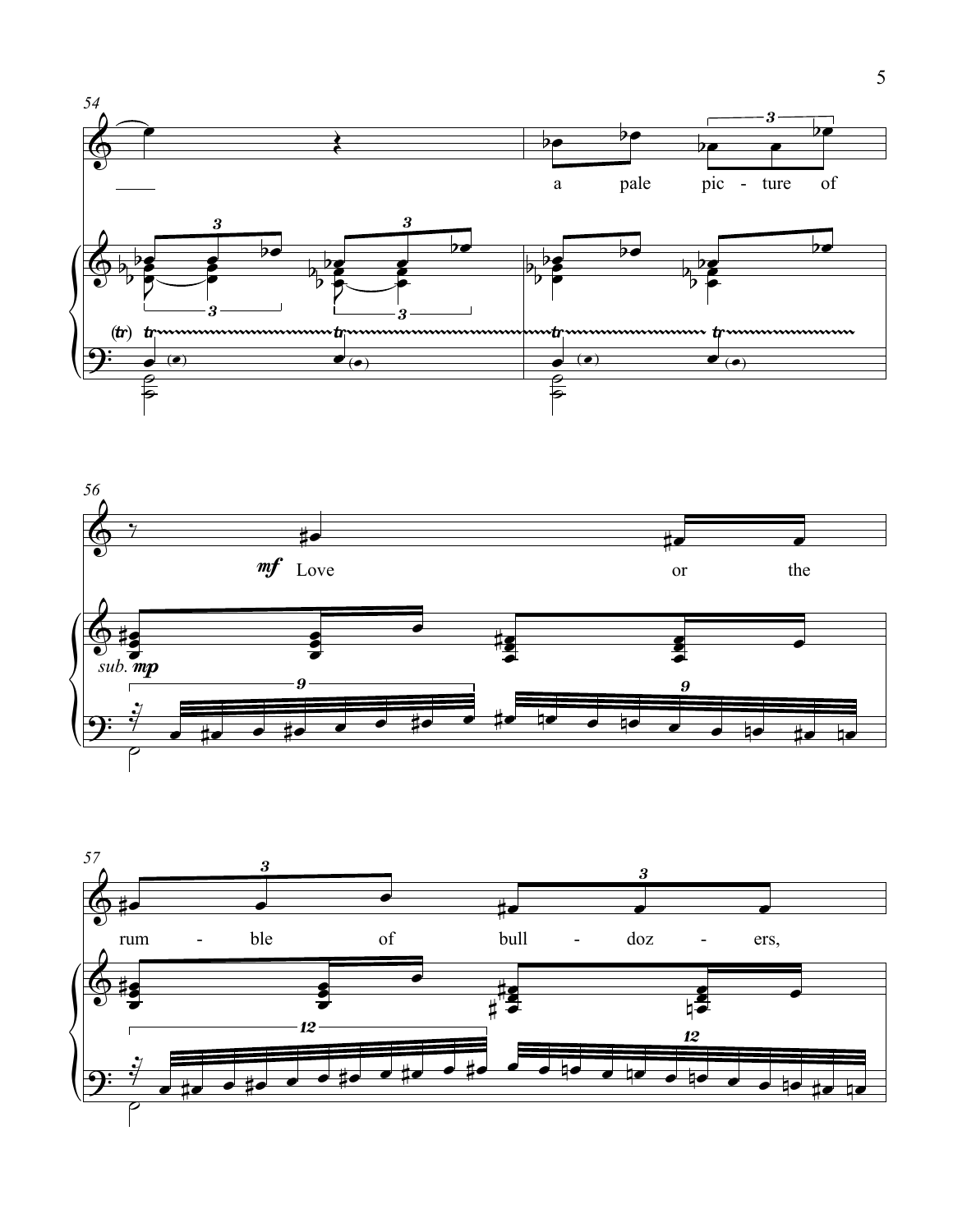a pale pic - ture of

Love or the

rum - ble of bull - doz - ers,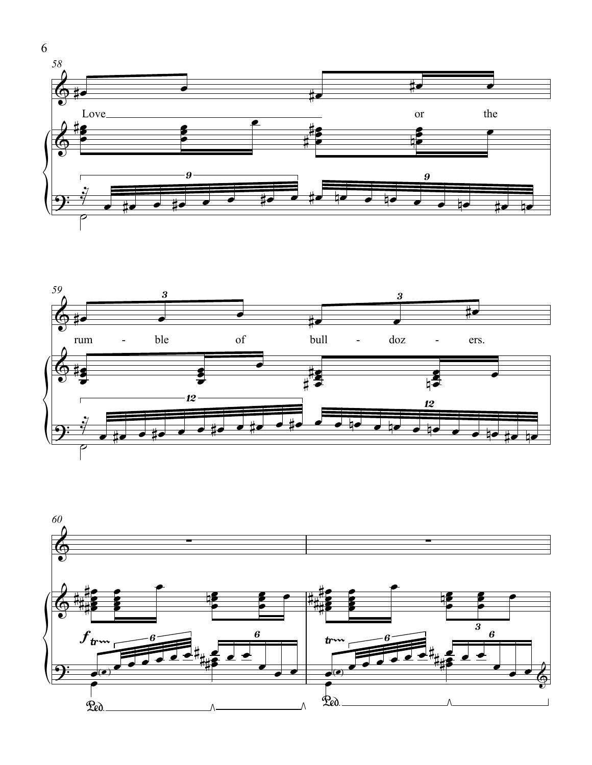58

Love or the

59

rum - ble of bull - doz - ers.

60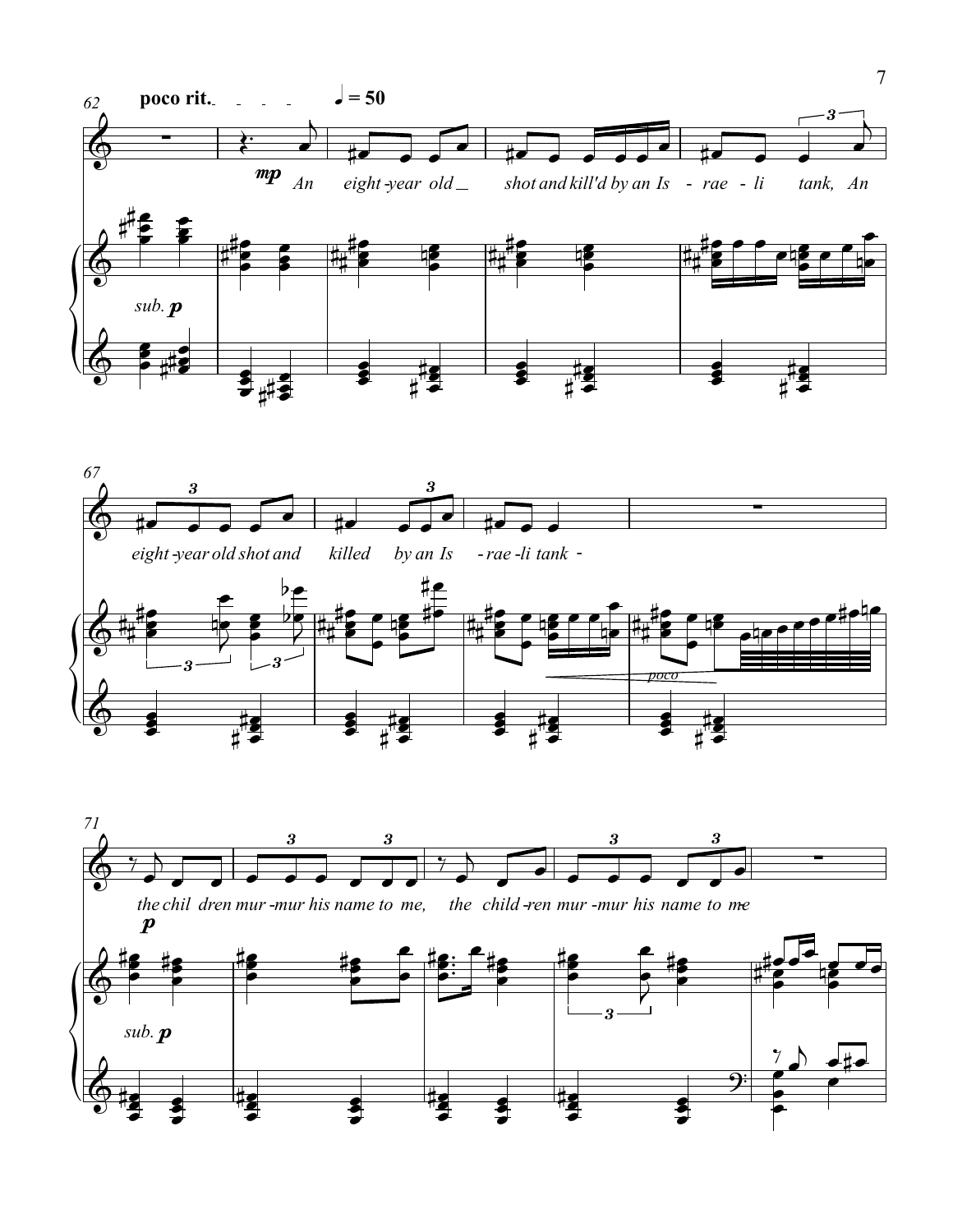62

**poco rit.** ♩ = 50

*mp* An eight-year old shot and kill'd by an Is-rae-li tank, An

*sub.* ***p***

67

eight-year old shot and killed by an Is-rae-li tank

*poco*

71

***p*** the chil dren mur-mur his name to me, the child-ren mur-mur his name to me

*sub.* ***p***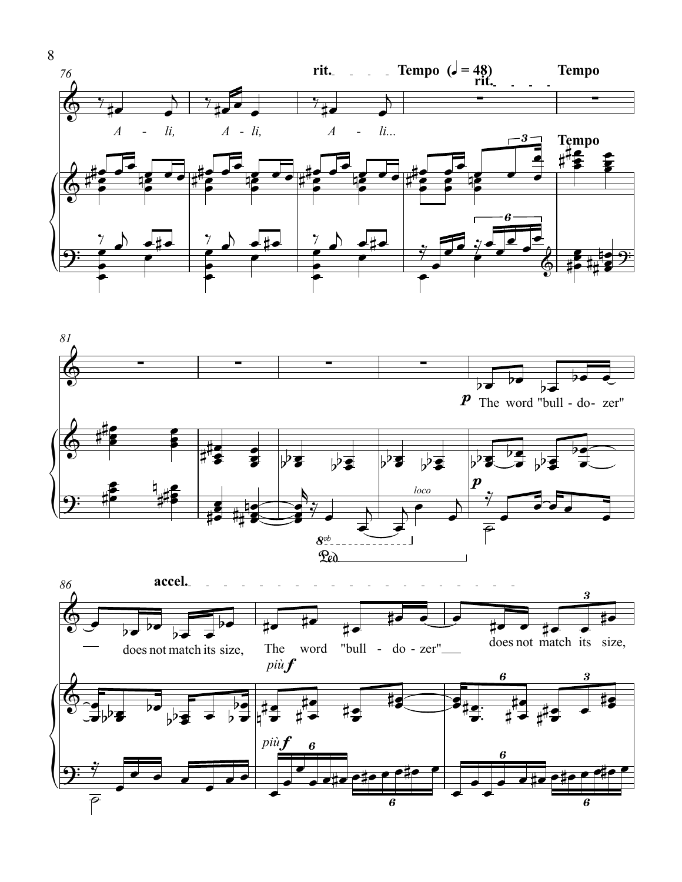rit. Tempo (♩ = 48) rit. Tempo

A - li, A - li, A - li...

Tempo

*p* The word "bull - do - zer"

loco

accel.

— does not match its size, The word "bull - do - zer" — does not match its size,

*più f*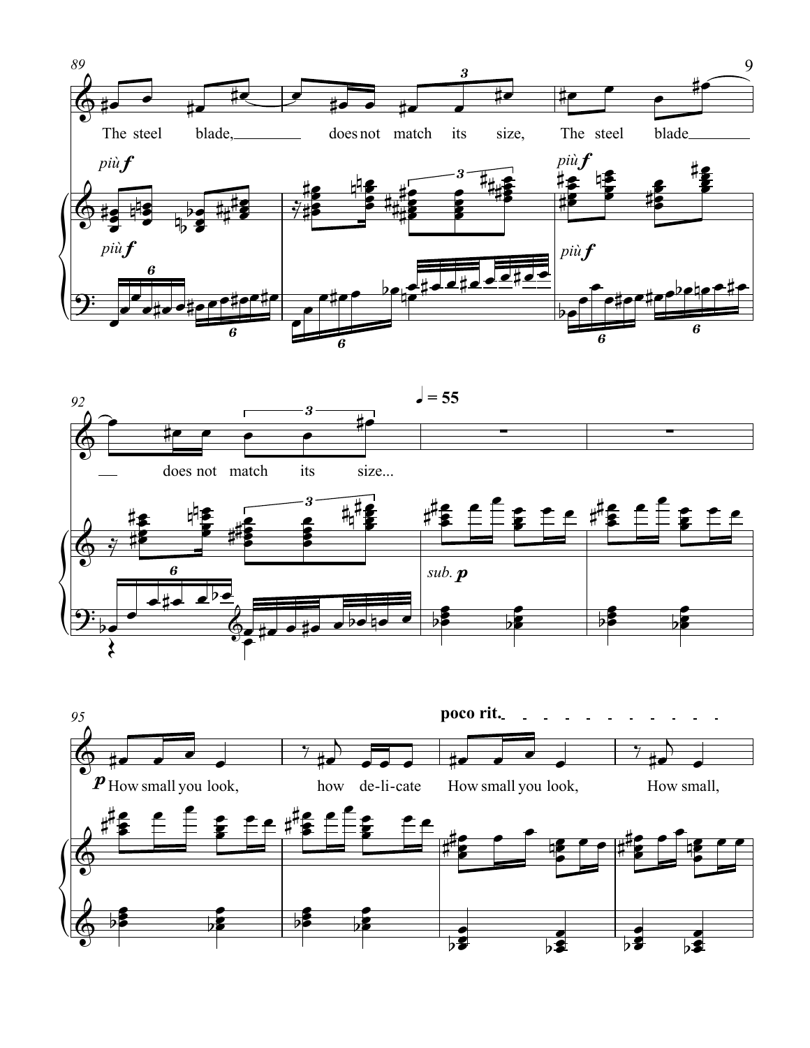89

The steel blade, does not match its size, The steel blade

*più* **f**

*più* **f**

*più* **f**

*più* **f**

92

does not match its size...

♩ = 55

*sub.* **p**

95

**poco rit.**

**p** How small you look, how de-li-cate How small you look, How small,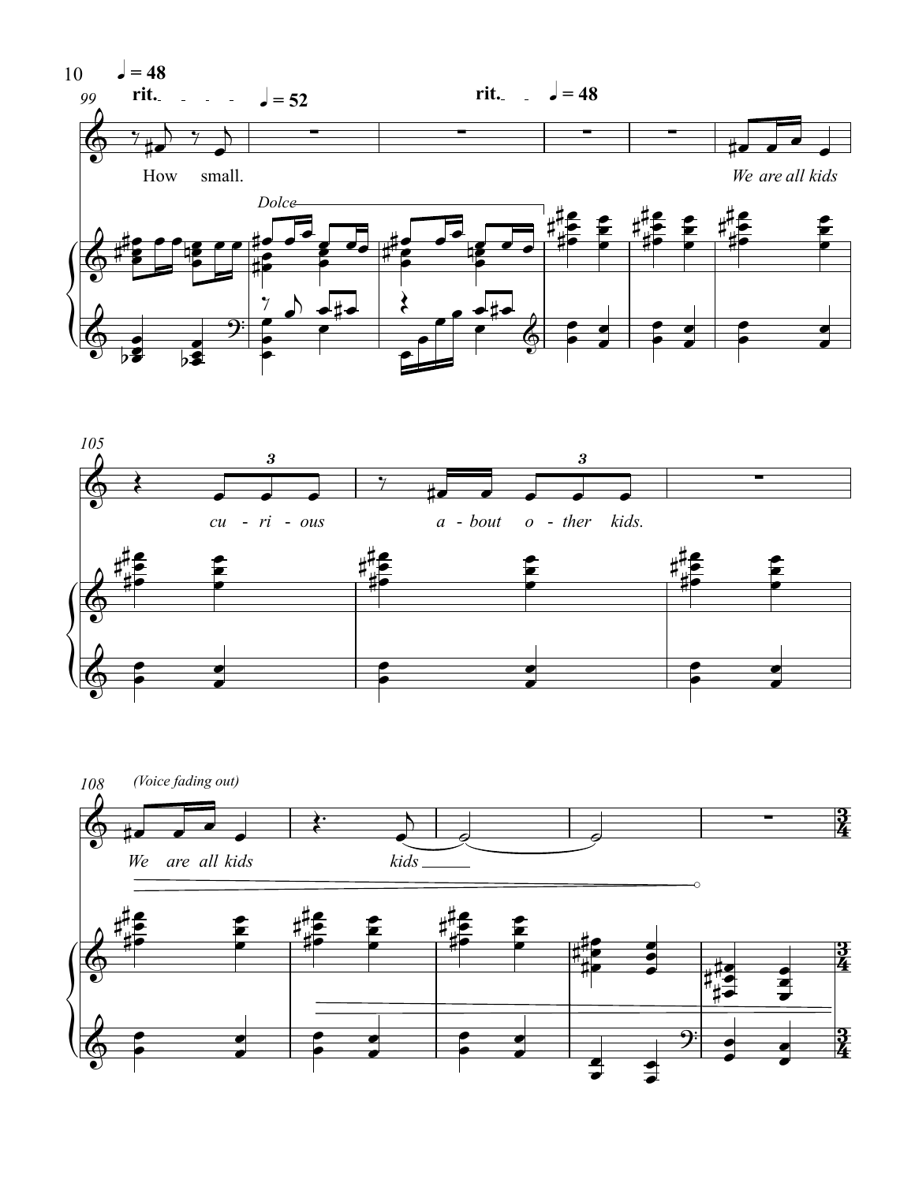♩ = 48

99 rit. ♩ = 52 rit. ♩ = 48

How small. *We are all kids*

*Dolce*

105

*cu - ri - ous a - bout o - ther kids.*

108 *(Voice fading out)*

*We are all kids kids*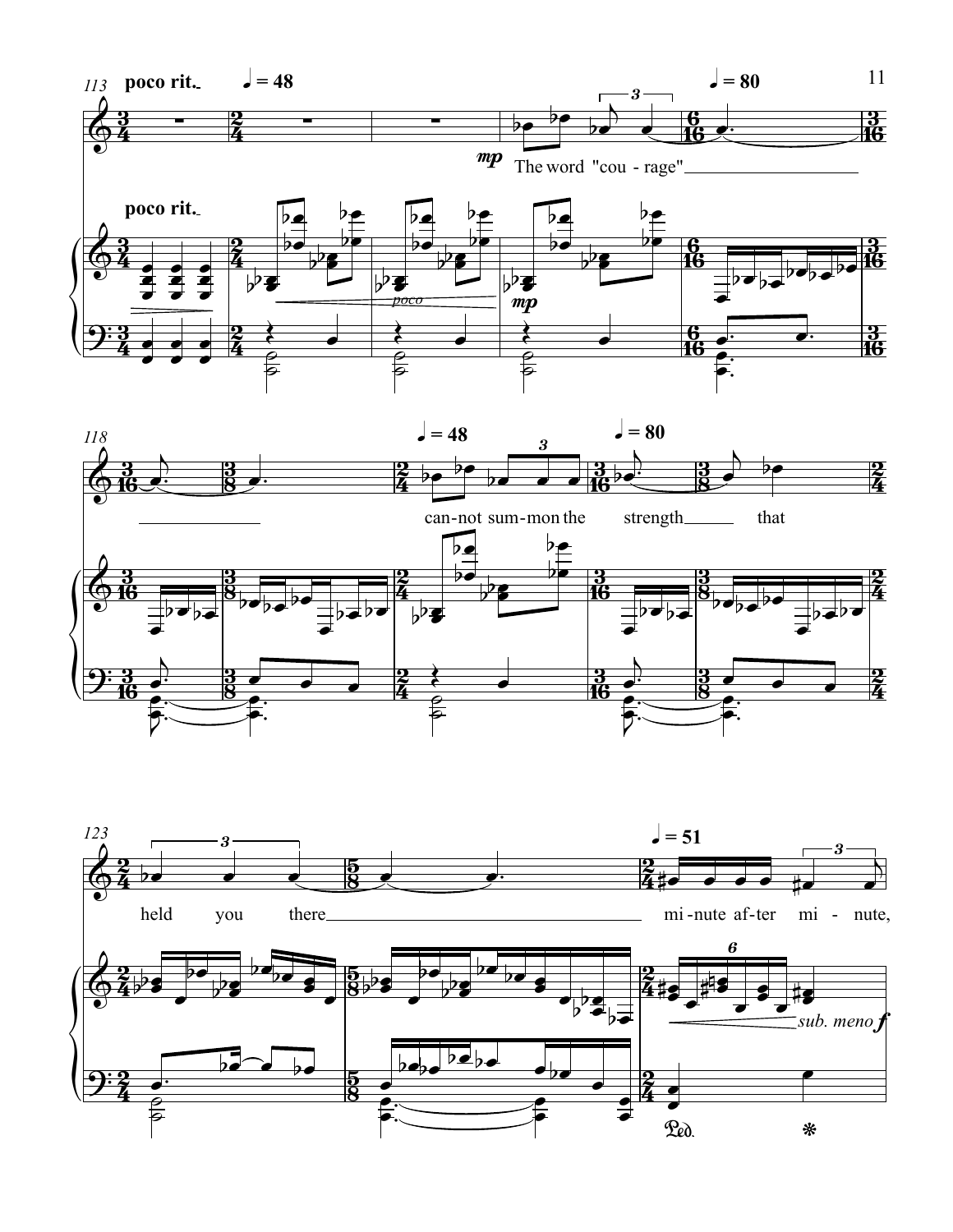poco rit. ♩ = 48 ♩ = 80

*mp* The word "cou - rage"

can-not sum-mon the strength that

♩ = 48 ♩ = 80

held you there

♩ = 51

mi - nute af - ter mi - nute,

*poco*

*mp*

*sub. meno f*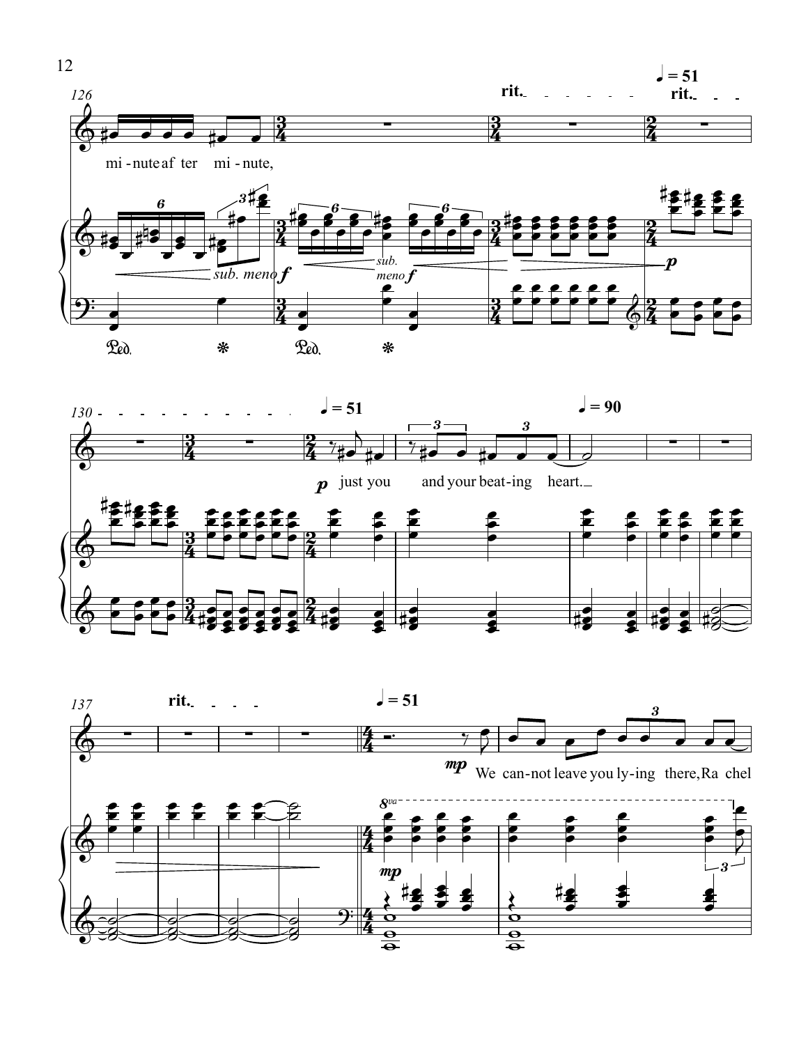mi - nute af ter mi - nute,

just you and your beat-ing heart.

We can-not leave you ly-ing there, Ra chel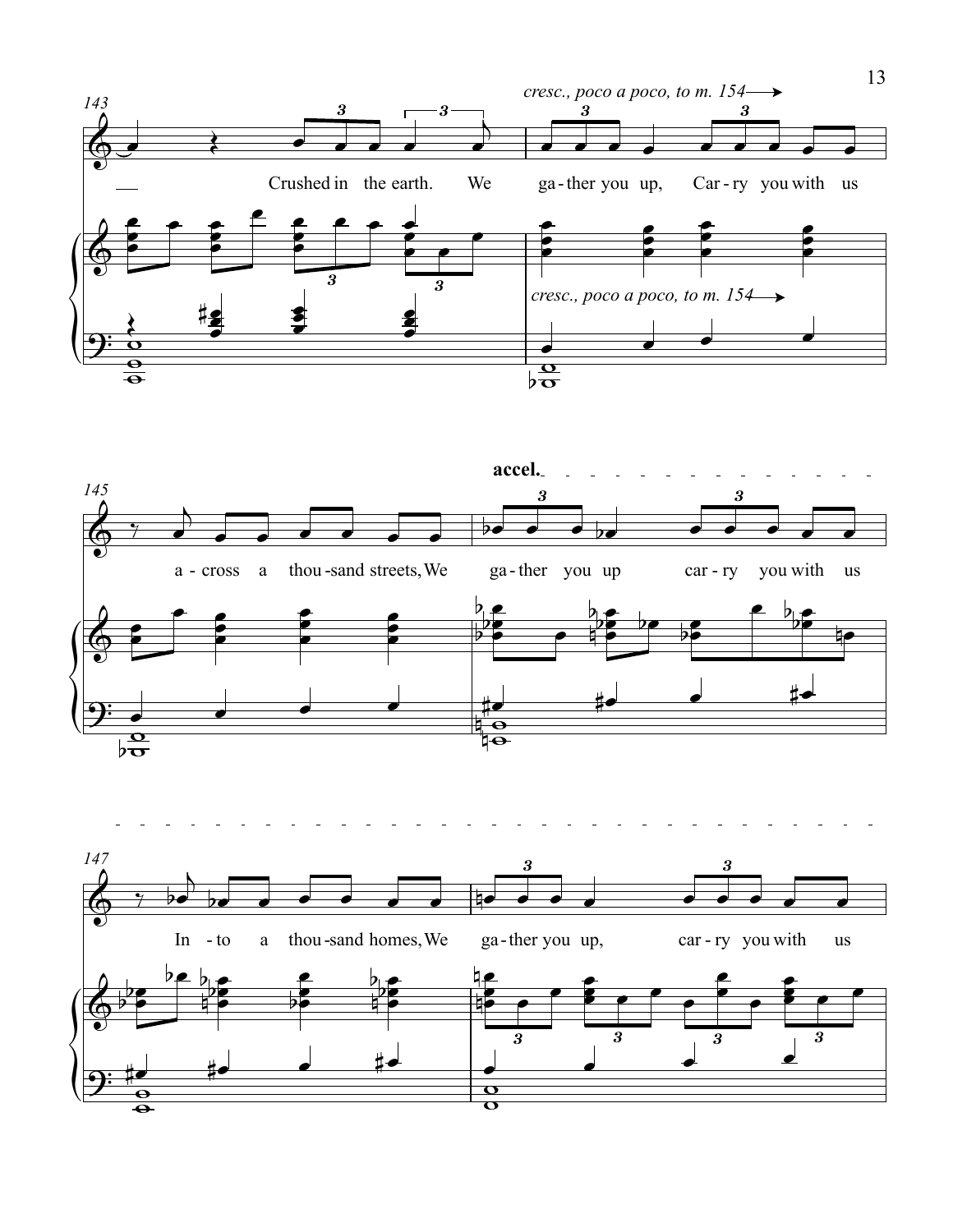*cresc., poco a poco, to m. 154*

143

Crushed in the earth. We ga - ther you up, Car - ry you with us

*cresc., poco a poco, to m. 154*

145

**accel.**

a - cross a thou - sand streets, We ga - ther you up car - ry you with us

147

In - to a thou - sand homes, We ga - ther you up, car - ry you with us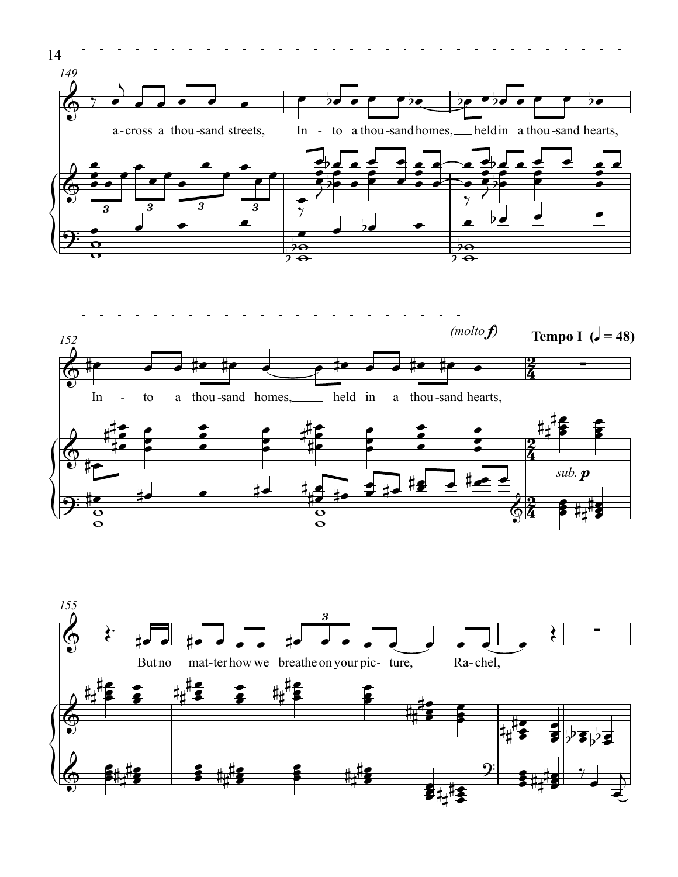149

a-cross a thou-sand streets, In - to a thou-sand homes, held in a thou-sand hearts,

152

In - to a thou-sand homes, held in a thou-sand hearts,

*(molto **f**)*

**Tempo I (♩ = 48)**

*sub.* ***p***

155

But no mat-ter how we breathe on your pic- ture, Ra-chel,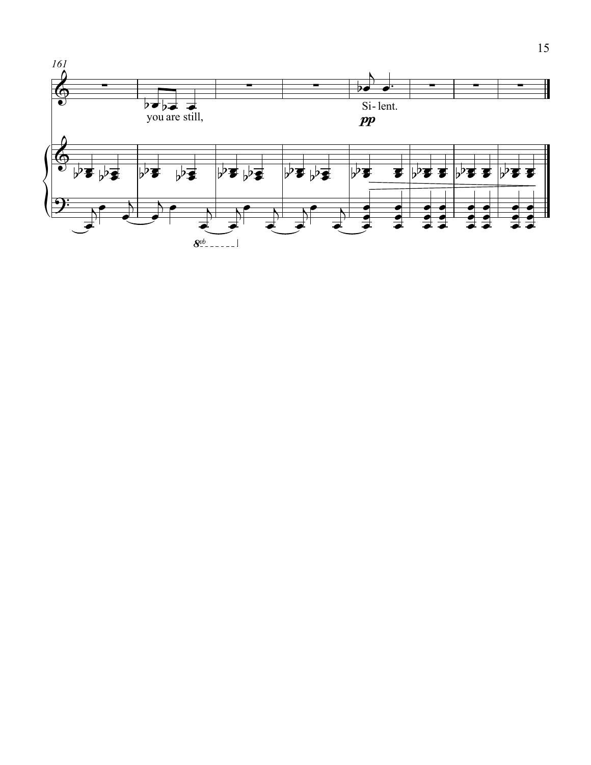161

you are still,

Si- lent.

*pp*

8vb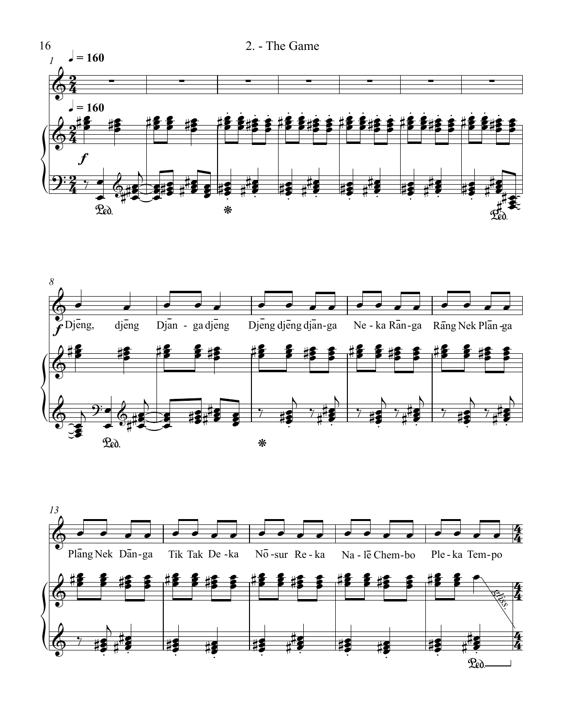# 2. - The Game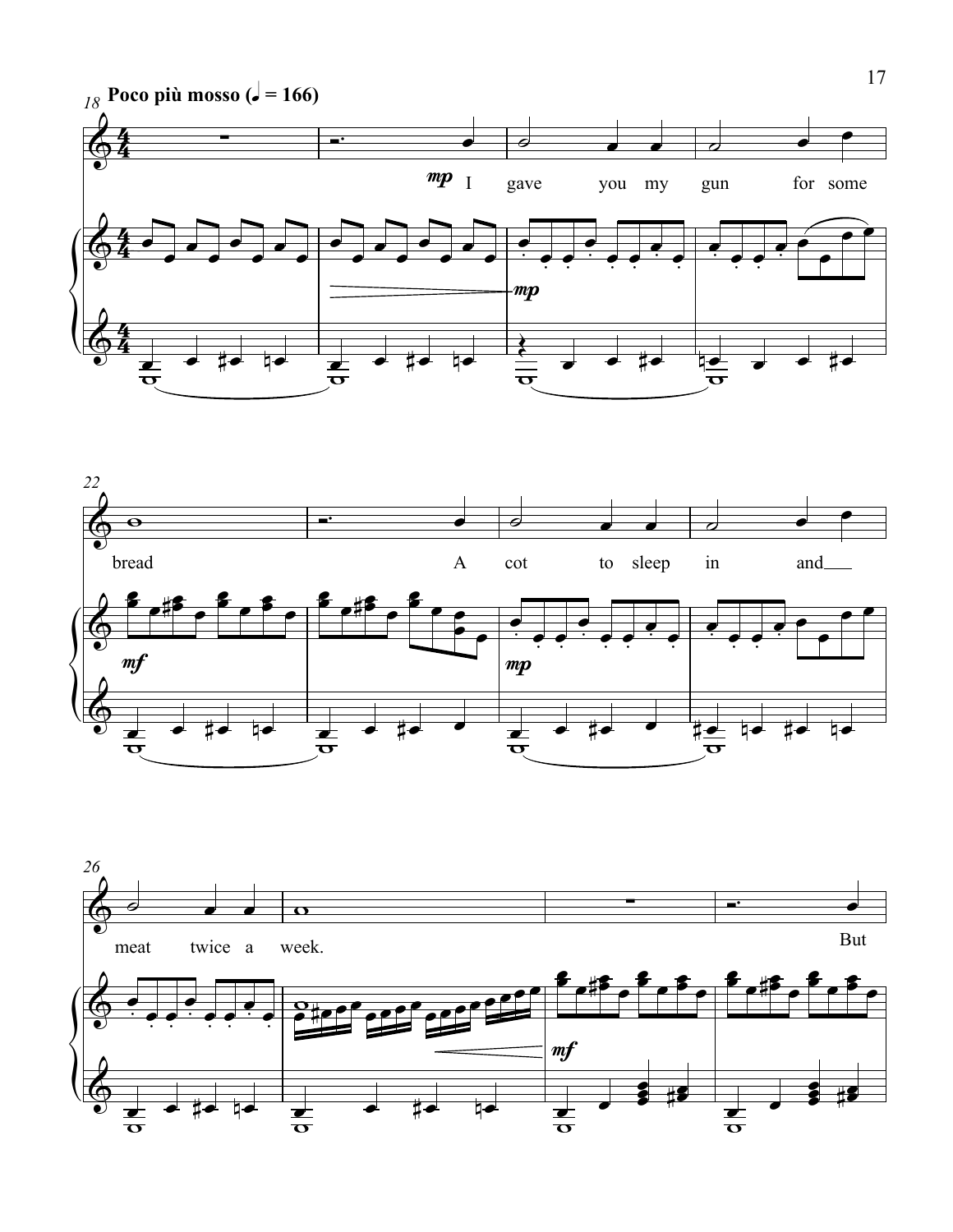**Poco più mosso (♩ = 166)**

I gave you my gun for some bread

A cot to sleep in and meat twice a week.

But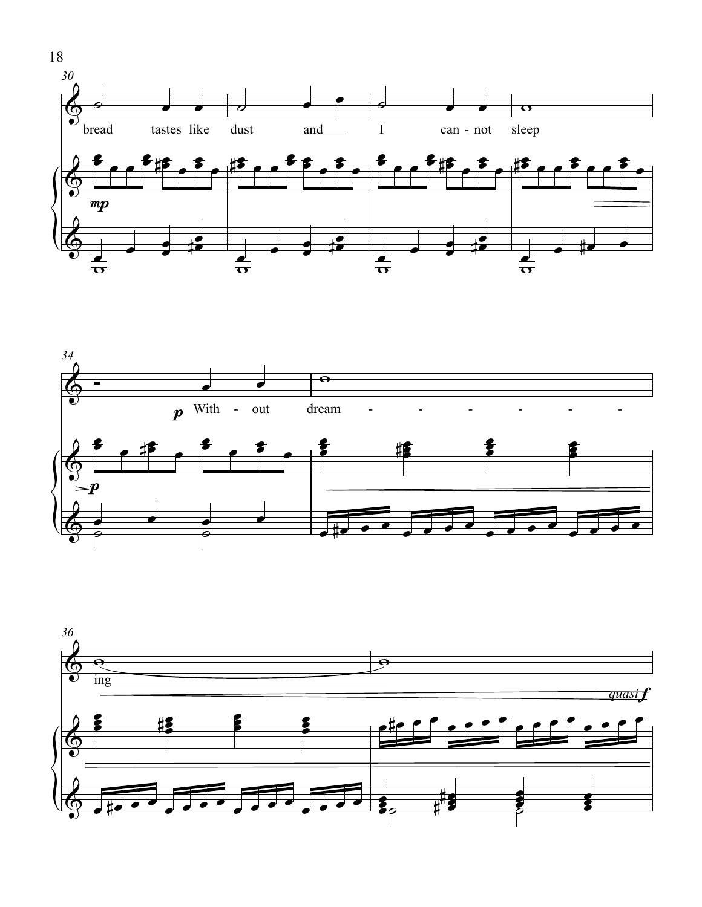30

bread tastes like dust and ___ I can - not sleep

*mp*

34

*p* With - out dream - - - - - - -

*p*

36

ing ___

*quasi f*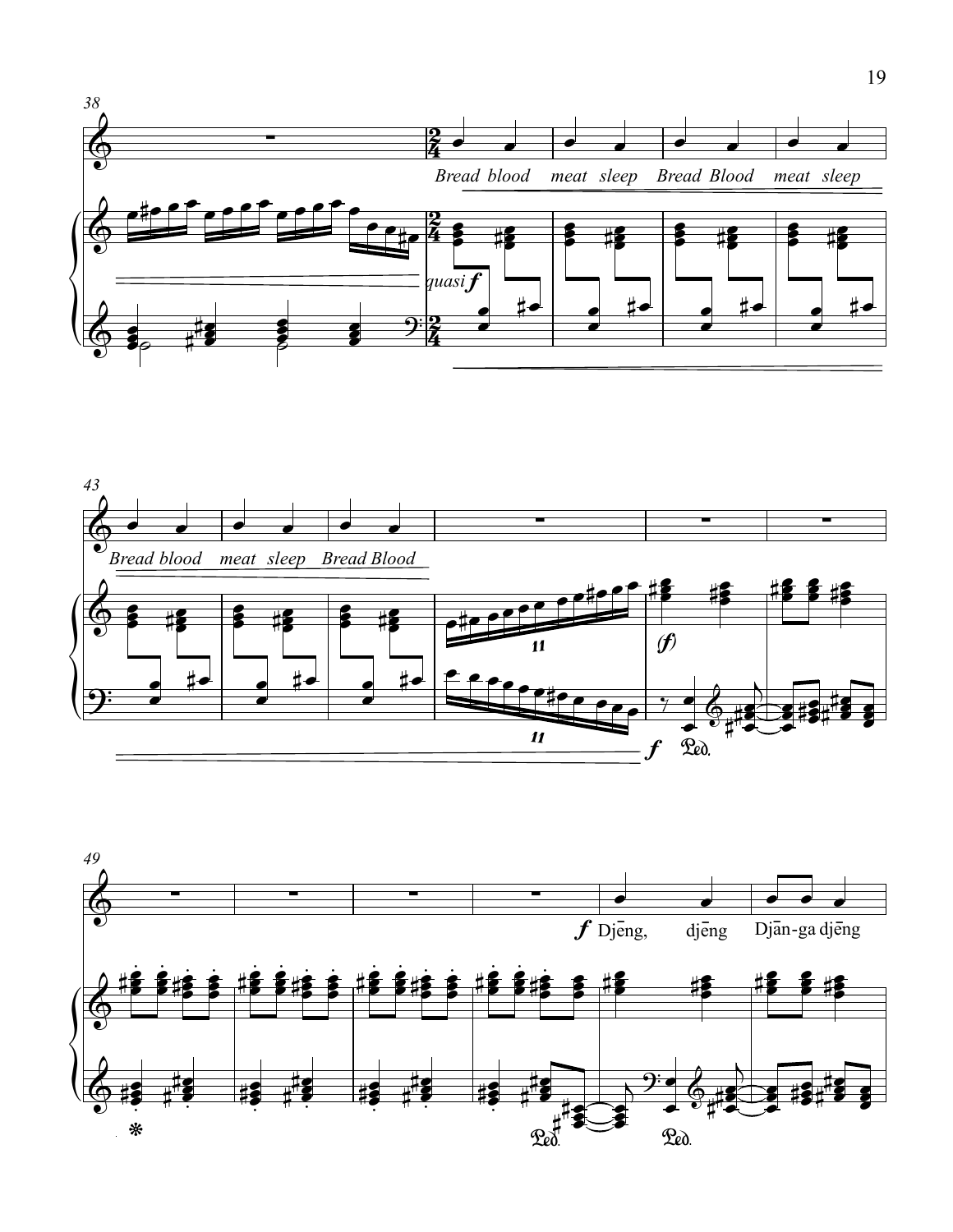Bread blood meat sleep Bread Blood meat sleep

Bread blood meat sleep Bread Blood

*quasi* ***f***

(***f***)

***f***

***f*** Djēng, djēng Djān-ga djēng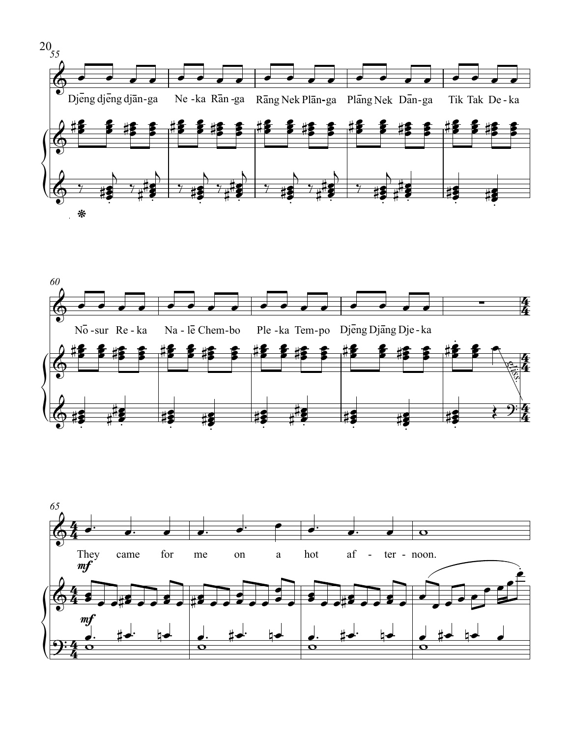Djēng djēng djān-ga Ne-ka Rān-ga Rāng Nek Plān-ga Plāng Nek Dān-ga Tik Tak De-ka

Nō-sur Re-ka Na-lē Chem-bo Ple-ka Tem-po Djēng Djāng Dje-ka

*gliss.*

*mf*

They came for me on a hot af-ter-noon.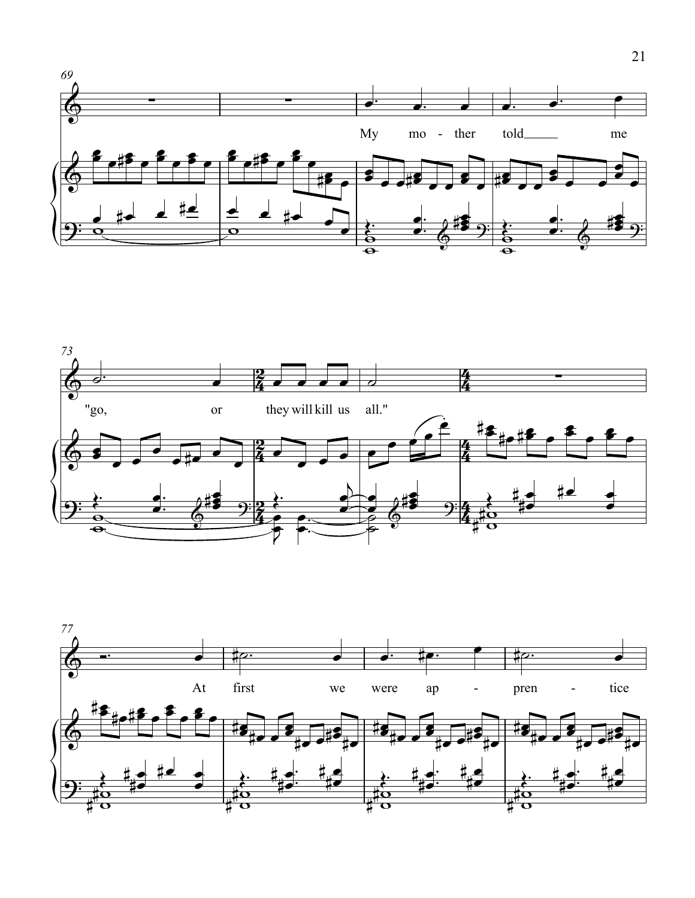69

My mo - ther told me

73

"go, or they will kill us all."

77

At first we were ap - pren - tice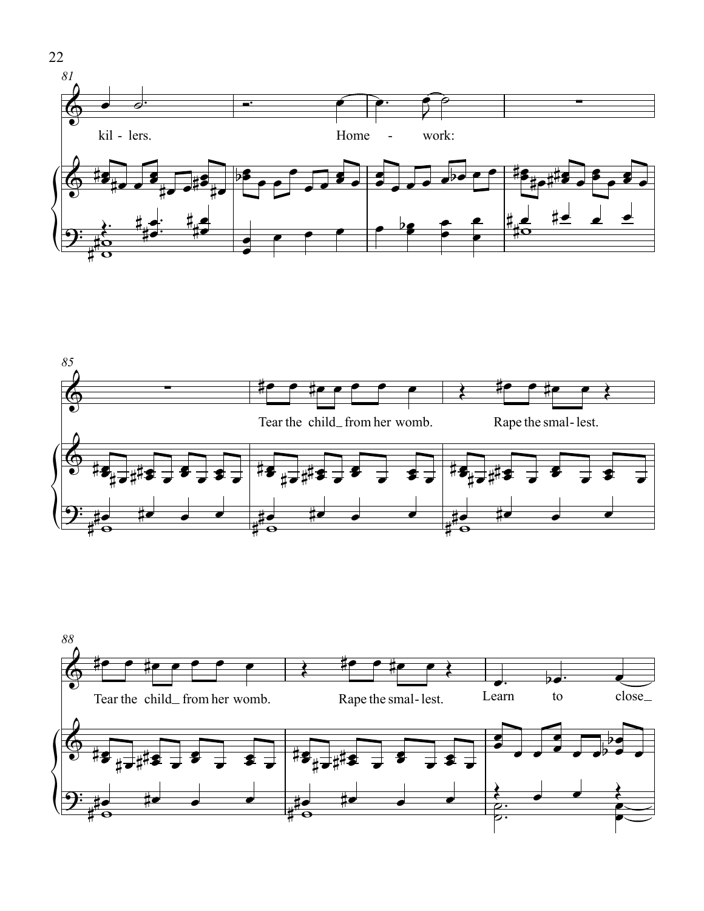kil - lers. Home - work:

Tear the child_ from her womb. Rape the smal - lest.

Tear the child_ from her womb. Rape the smal - lest. Learn to close_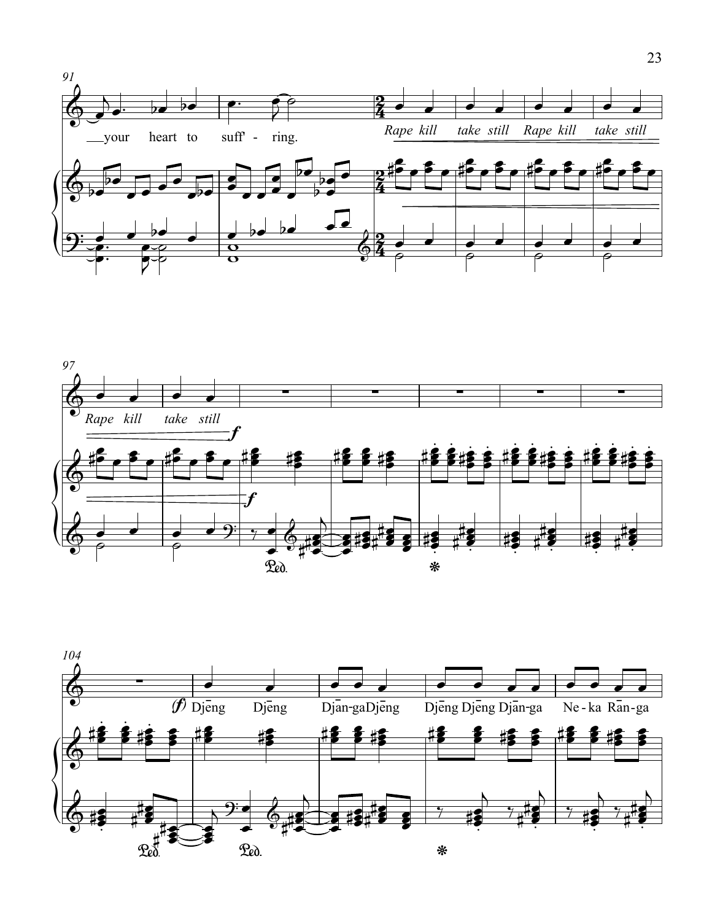91

your heart to suff'-ring.

*Rape kill take still Rape kill take still*

97

*Rape kill take still*

*f*

*f*

Ped. ❋

104

(*f*) Djēng Djēng Djān-gaDjēng Djēng Djēng Djān-ga Ne-ka Rān-ga

Ped. Ped. ❋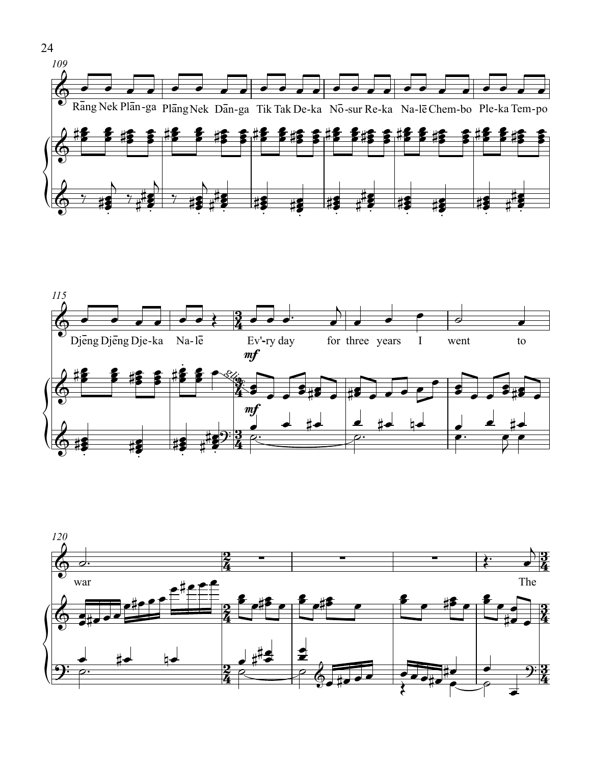109

Rāng Nek Plān-ga Plāng Nek Dān-ga Tik Tak De-ka Nō-sur Re-ka Na-lē Chem-bo Ple-ka Tem-po

115

Djēng Djēng Dje-ka Na-lē Ev'-ry day for three years I went to

*mf*

*mf*

gliss.

120

war The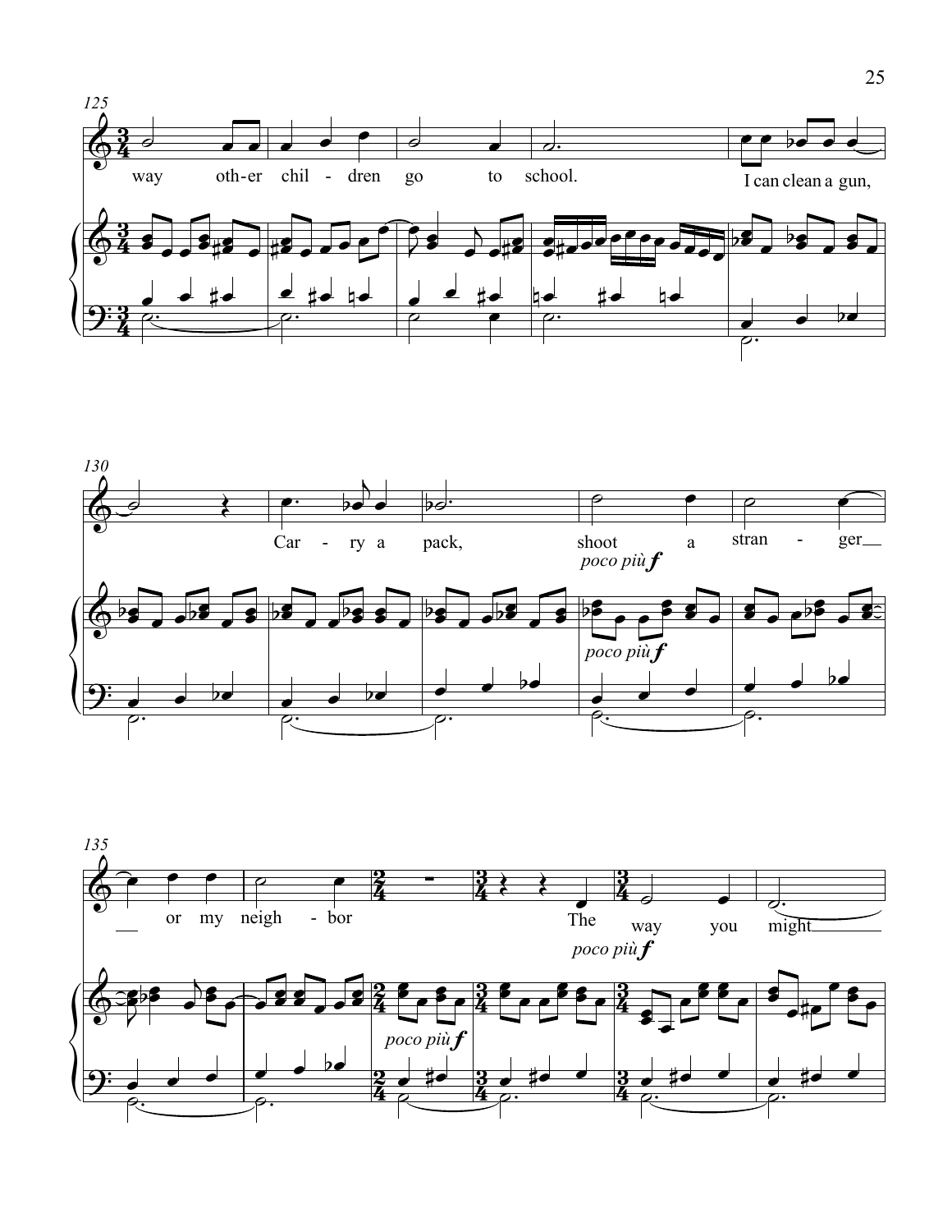way oth-er chil - dren go to school. I can clean a gun,

Car - ry a pack, shoot a stran - ger or my neigh - bor

*poco più* **f**

The way you might

*poco più* **f**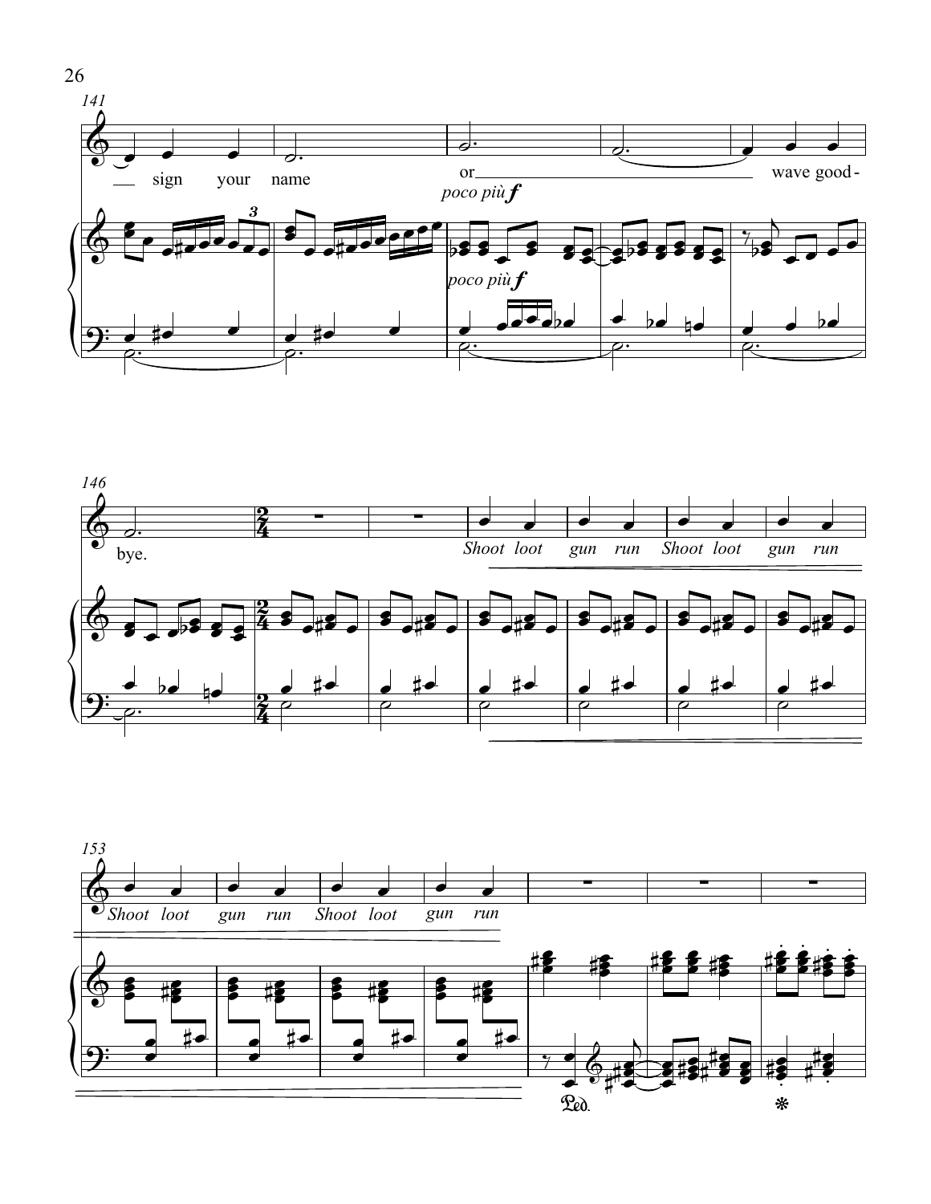141

sign your name or wave good-

*poco più **f***

*poco più **f***

146

bye.

*Shoot loot gun run Shoot loot gun run*

153

*Shoot loot gun run Shoot loot gun run*

Ped. *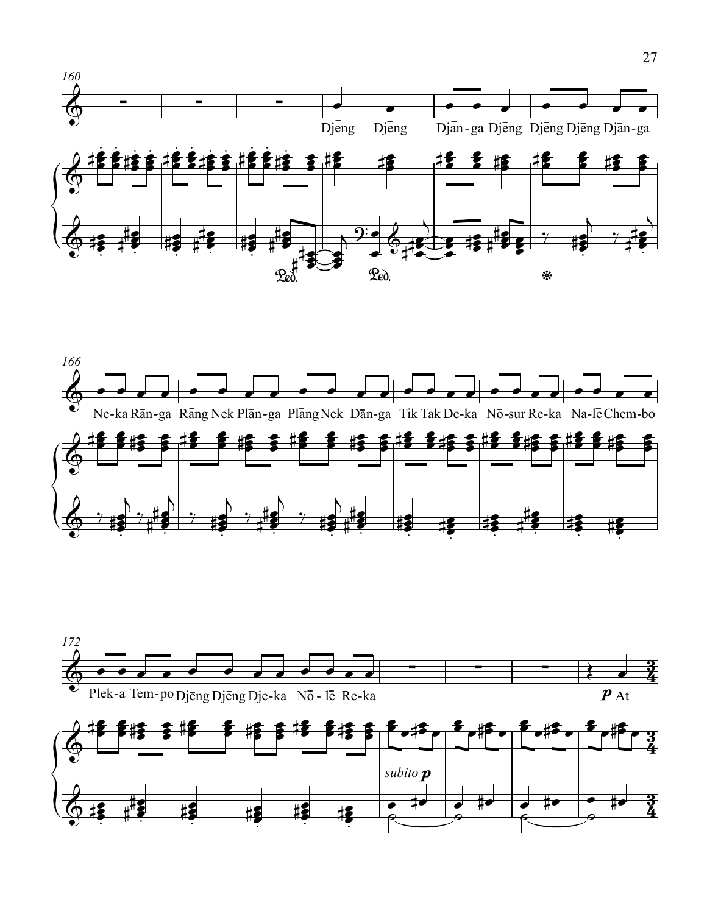Djēng Djēng Djān-ga Djēng Djēng Djēng Djān-ga

Ne-ka Rāng-ga Rāng Nek Plān-ga Plāng Nek Dān-ga Tik Tak De-ka Nō-sur Re-ka Na-lē Chem-bo

Plek-a Tem-po Djēng Djēng Dje-ka Nō-lē Re-ka

*p* At

*subito p*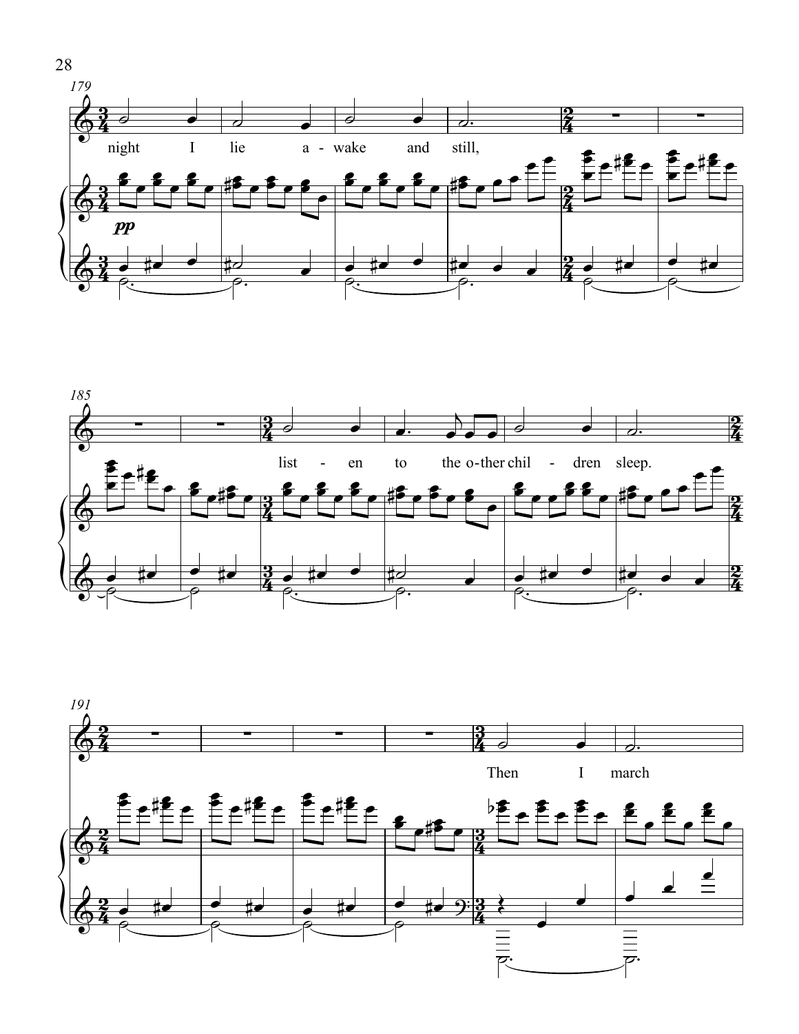night I lie a - wake and still,

list - en to the o - ther chil - dren sleep.

Then I march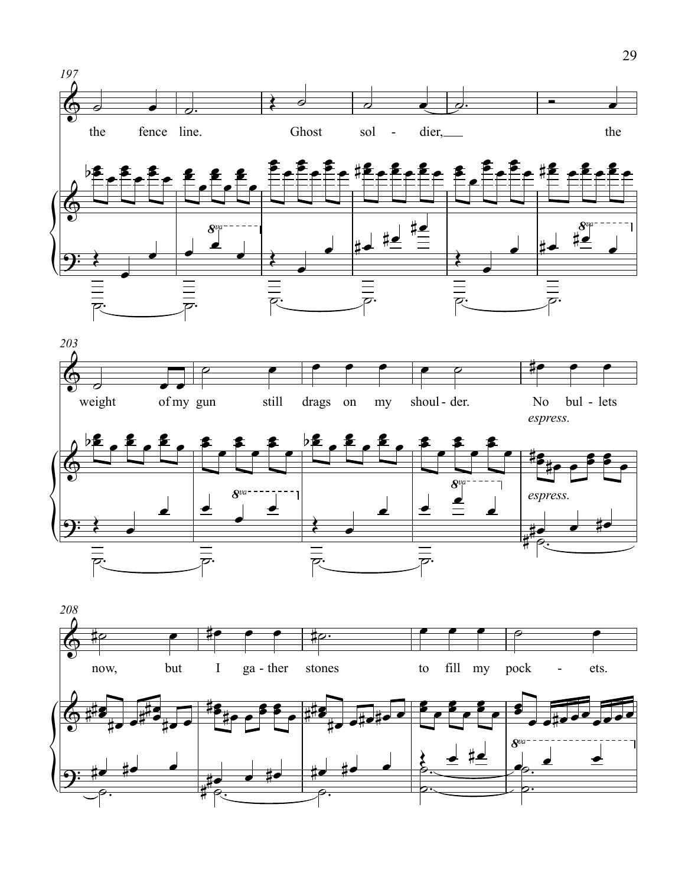197

the fence line. Ghost sol - dier, the

203

weight of my gun still drags on my shoul - der. No bul - lets

*espress.*

208

now, but I ga - ther stones to fill my pock - ets.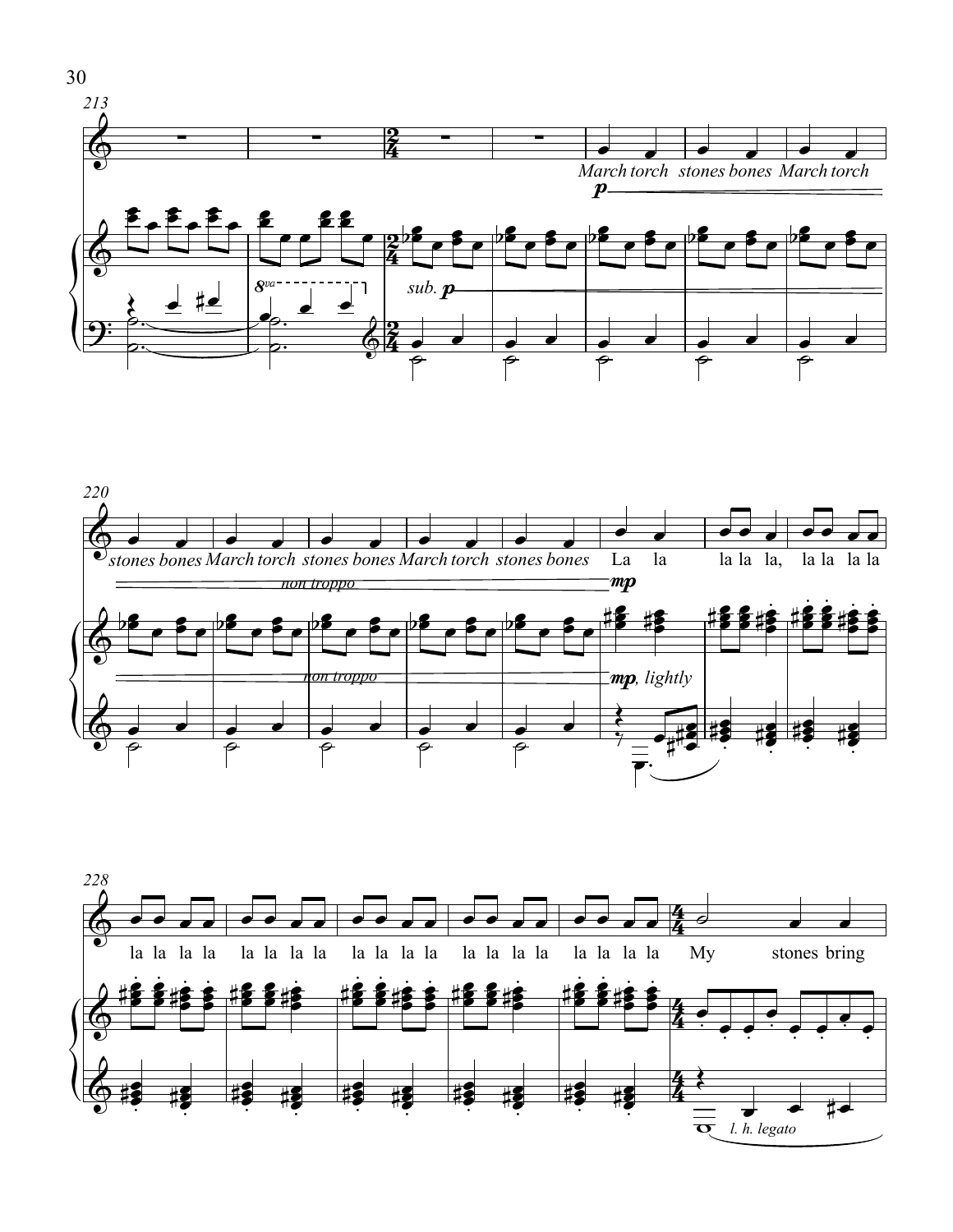213

March torch stones bones March torch

*p*

*sub.* ***p***

220

stones bones March torch stones bones March torch stones bones La la la la la, la la la la

*non troppo*

***mp***

*non troppo*

***mp**, lightly*

228

la la la la la la la la la la la la la la la la la la la la My stones bring

*l. h. legato*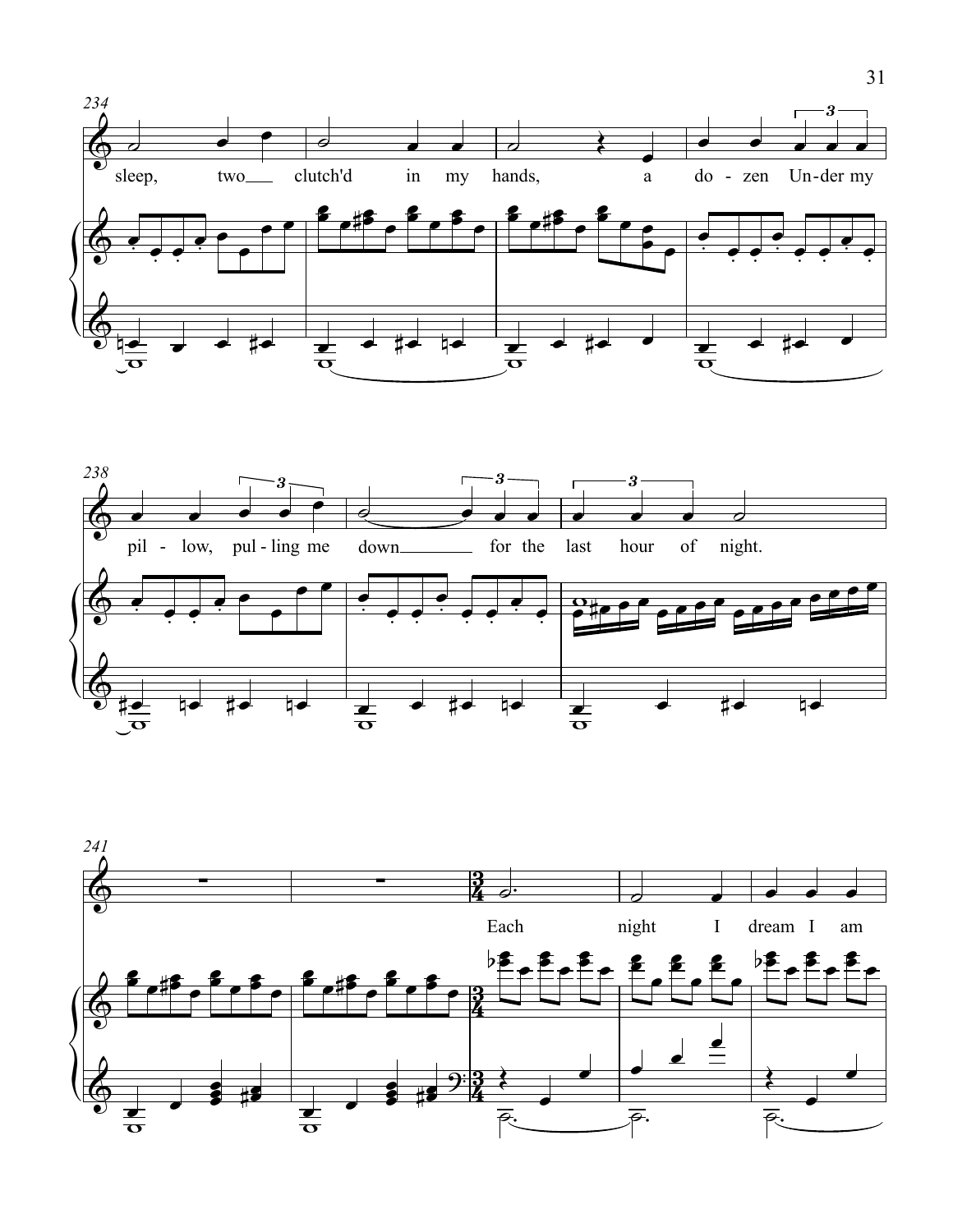234

sleep, two clutch'd in my hands, a do - zen Un - der my

238

pil - low, pul - ling me down for the last hour of night.

241

Each night I dream I am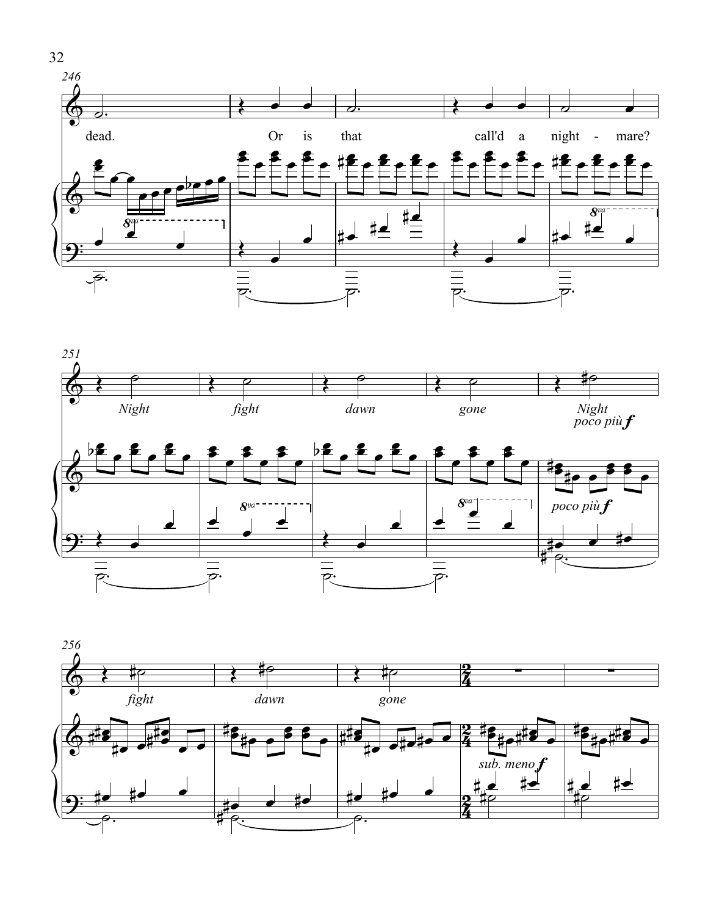246

dead. Or is that call'd a night - mare?

251

*Night* *fight* *dawn* *gone* *Night*

*poco più* ***f***

256

*fight* *dawn* *gone*

*sub. meno* ***f***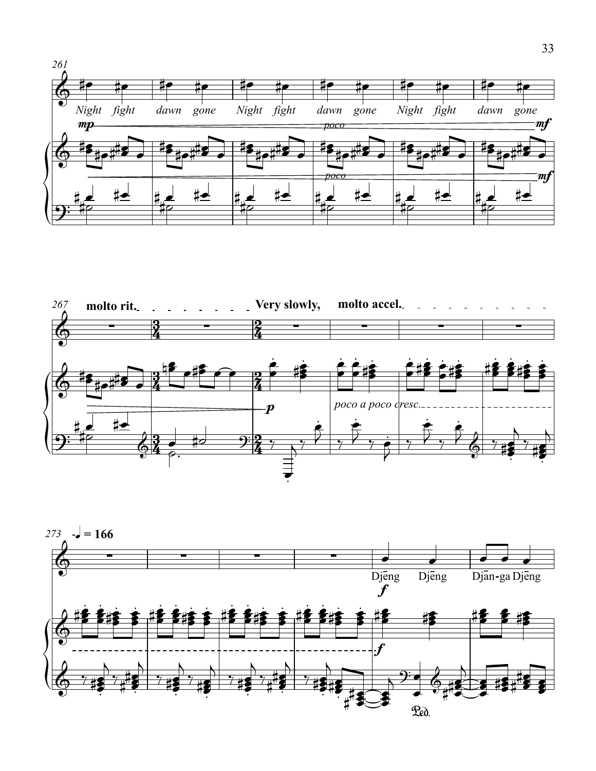261

Night fight dawn gone Night fight dawn gone Night fight dawn gone

*mp* *poco* *mf*

267 **molto rit.** **Very slowly,** **molto accel.**

*p* *poco a poco cresc.*

273 ♩ = 166

Djēng Djēng Djān-ga Djēng

*f*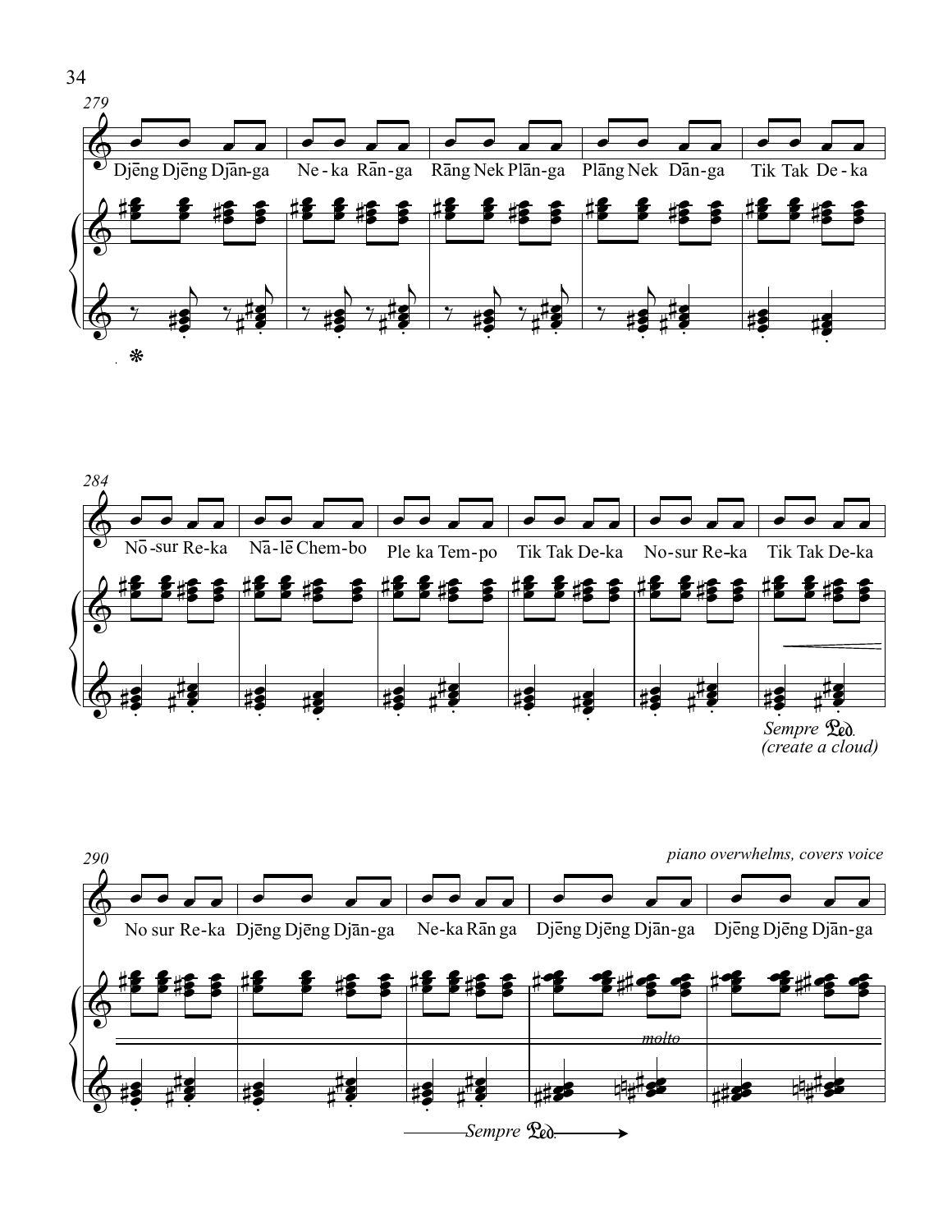279

Djēng Djēng Djān-ga Ne-ka Rān-ga Rāng Nek Plān-ga Plāng Nek Dān-ga Tik Tak De-ka

284

Nō-sur Re-ka Nā-lē Chem-bo Ple ka Tem-po Tik Tak De-ka No-sur Re-ka Tik Tak De-ka

*Sempre* Ped.
*(create a cloud)*

290

*piano overwhelms, covers voice*

No sur Re-ka Djēng Djēng Djān-ga Ne-ka Rān ga Djēng Djēng Djān-ga Djēng Djēng Djān-ga

*molto*

*Sempre* Ped.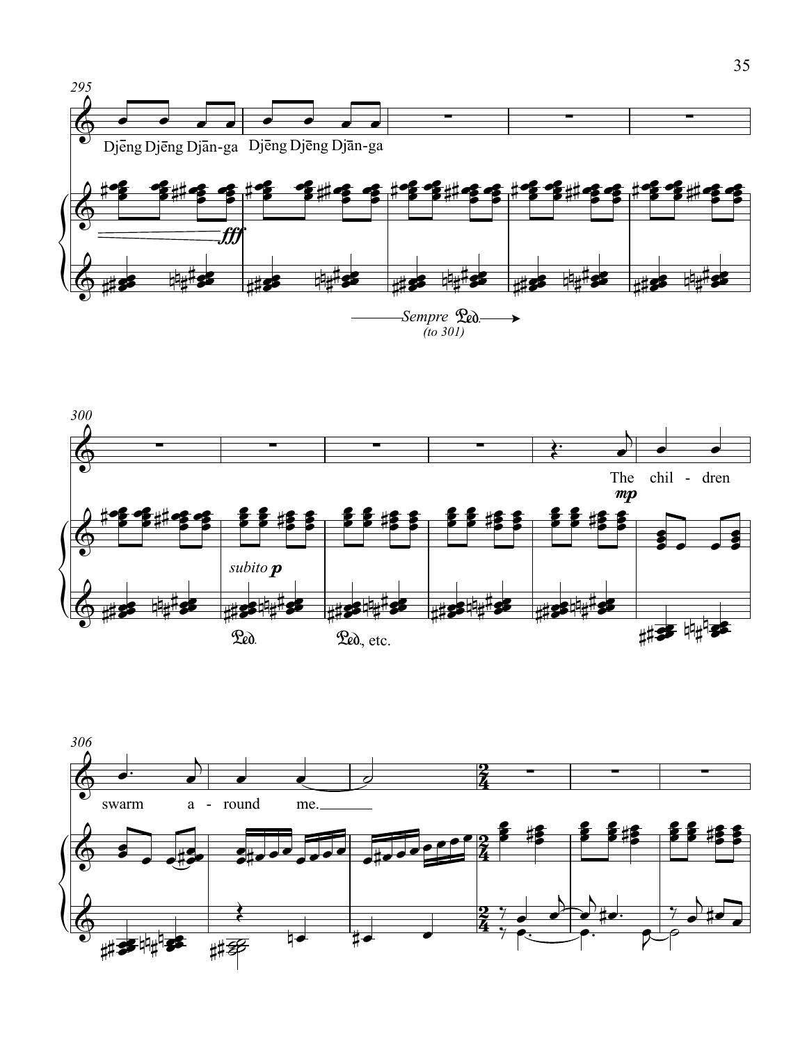295

Djēng Djēng Djān-ga Djēng Djēng Djān-ga

*fff*

*Sempre* Ped.
*(to 301)*

300

The chil - dren

*mp*

*subito p*

Ped. Ped., etc.

306

swarm a - round me.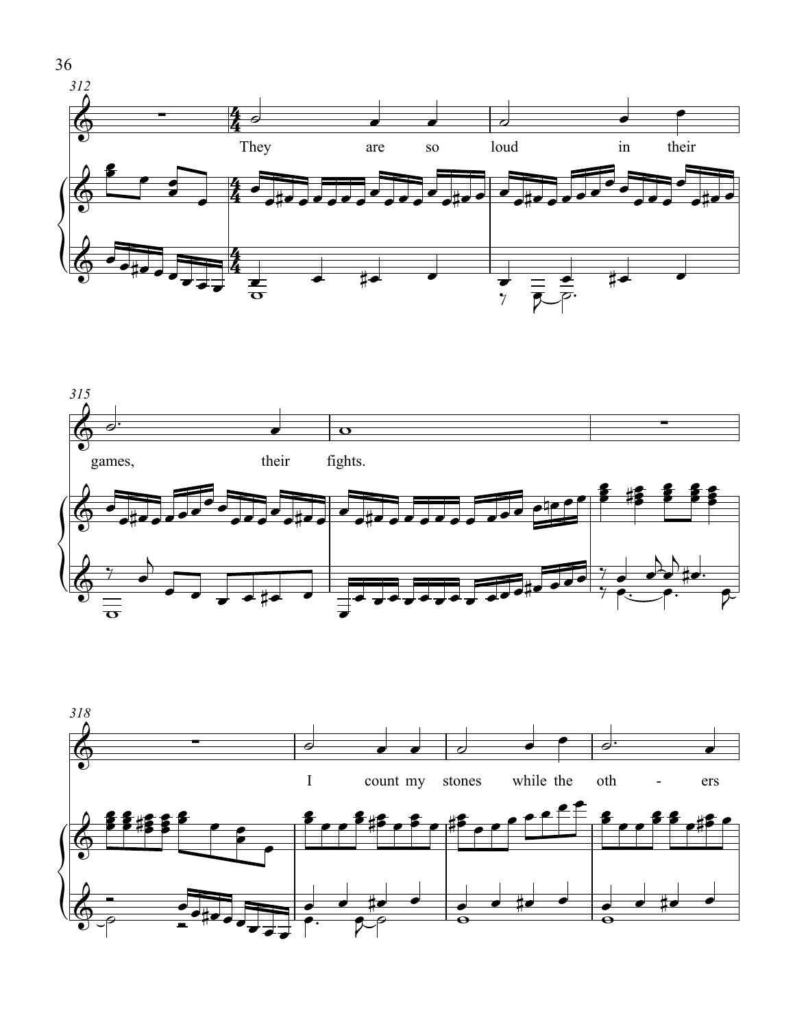312

They are so loud in their

315

games, their fights.

318

I count my stones while the oth - ers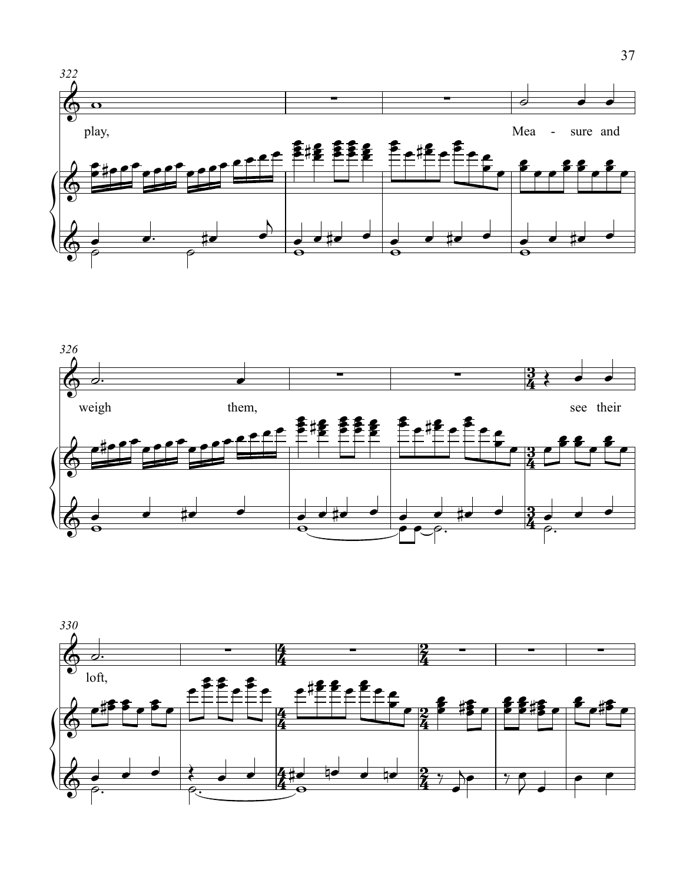322

play, Mea - sure and

326

weigh them, see their

330

loft,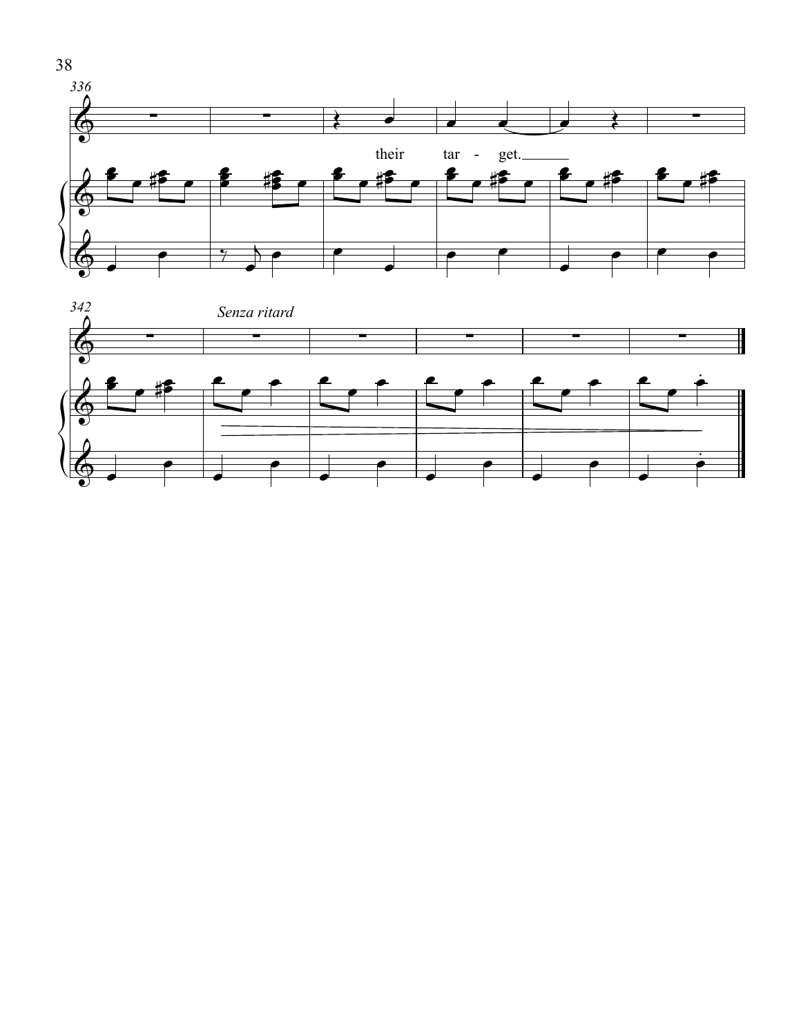336

their tar - get.

342

*Senza ritard*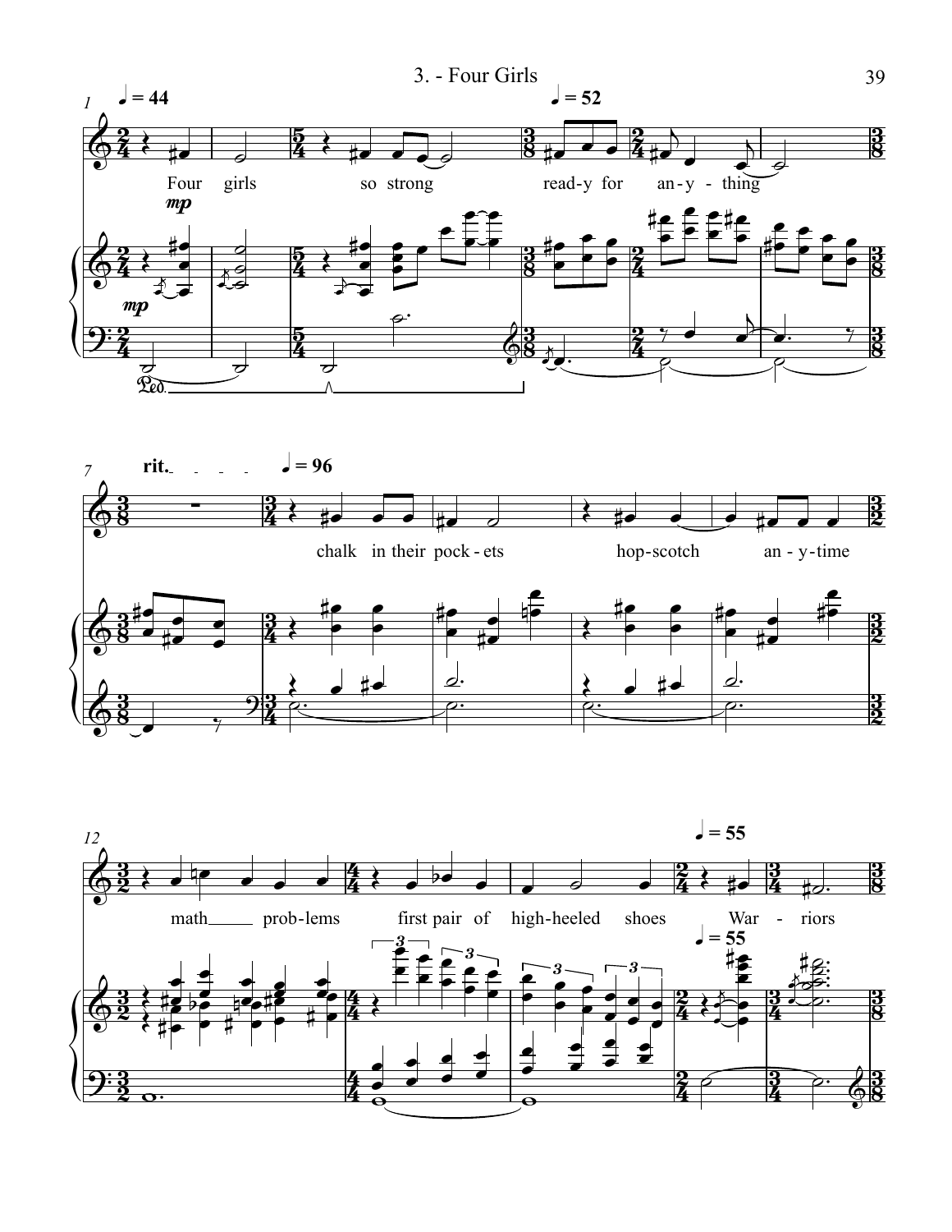# 3. - Four Girls

♩ = 44

Four girls so strong ready-y for an-y-thing

♩ = 52

*mp*

*mp*

Ped.

rit. ♩ = 96

chalk in their pock-ets hop-scotch an-y-time

math problems first pair of high-heeled shoes War-riors

♩ = 55

♩ = 55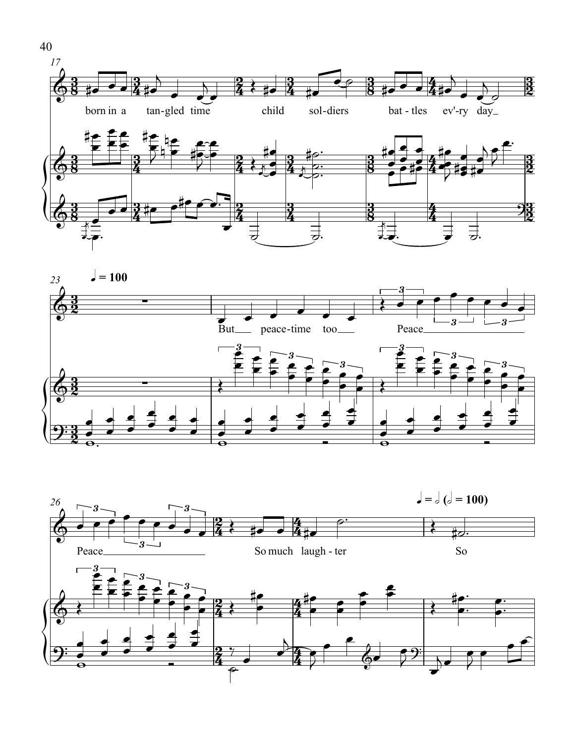17

born in a tan-gled time child sol-diers bat-tles ev'ry day

23 ♩ = 100

But peace-time too Peace

26 ♩ = 𝅗𝅥 (𝅗𝅥 = 100)

Peace So much laugh-ter So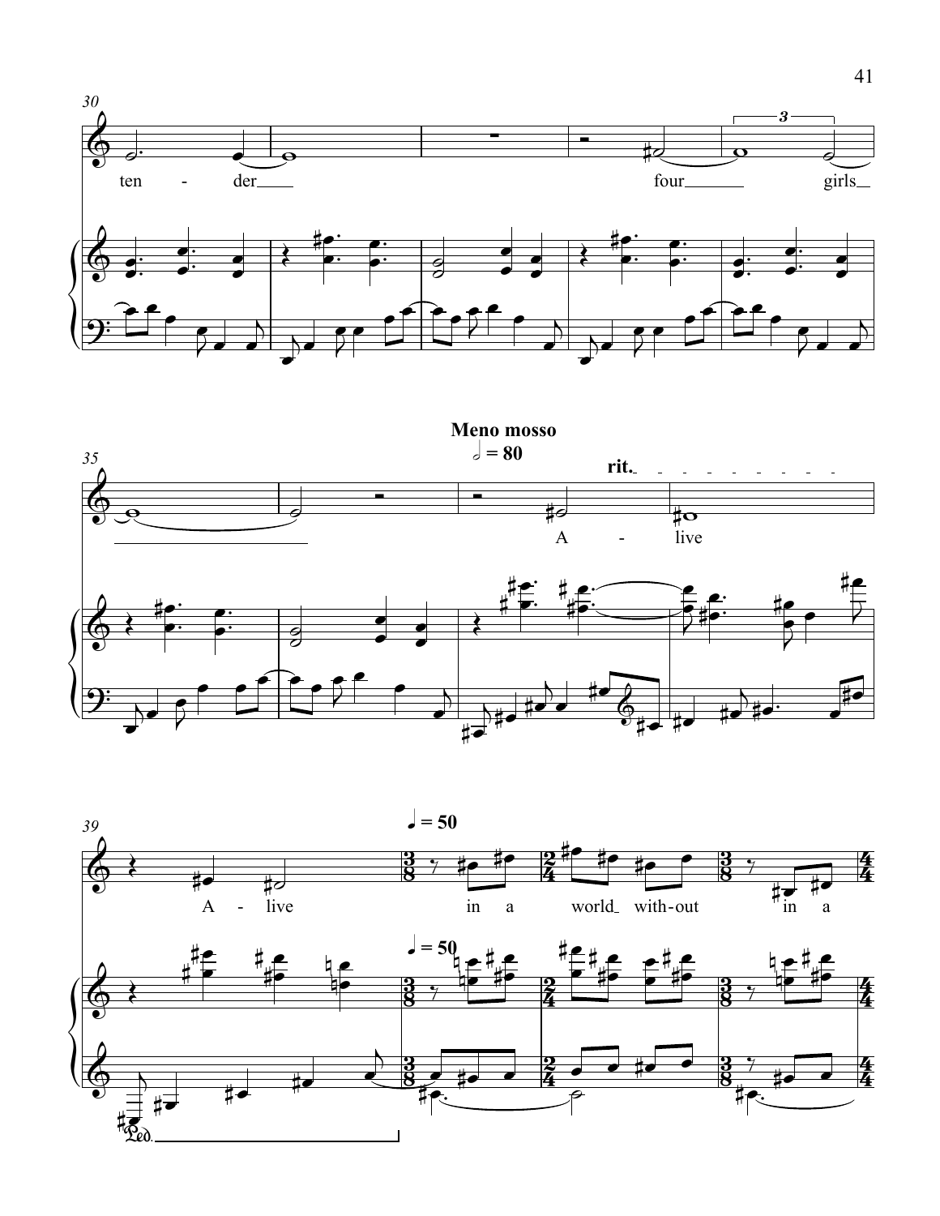ten - der four girls

**Meno mosso**
𝅗𝅥 = 80

rit.

A - live

A - live in a world with-out in a

♩ = 50

♩ = 50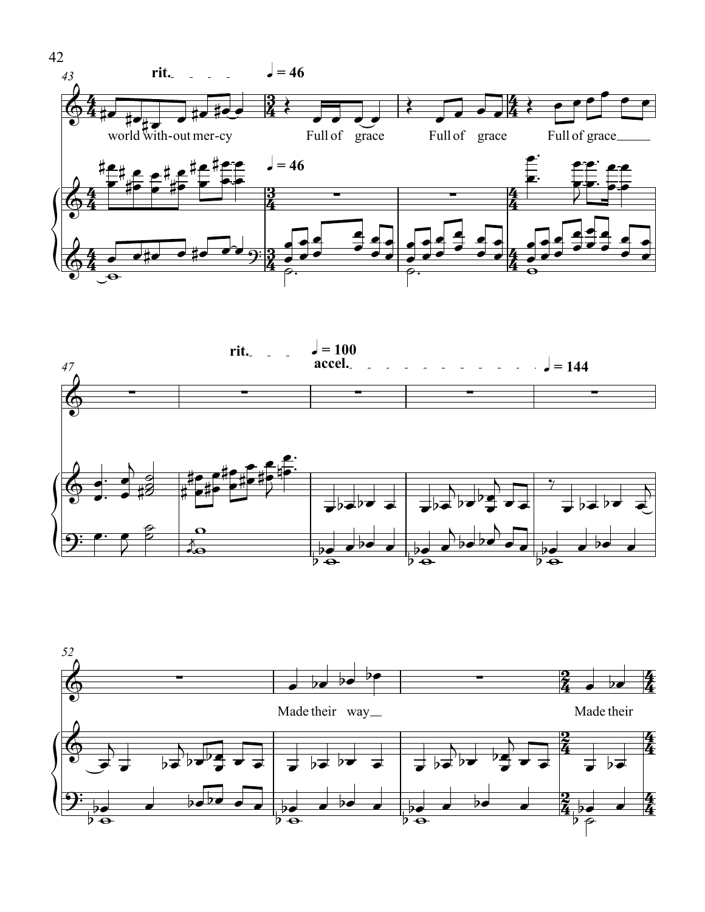43

rit. ♩ = 46

world with-out mer-cy Full of grace Full of grace Full of grace

♩ = 46

47

rit. ♩ = 100

accel. ♩ = 144

52

Made their way Made their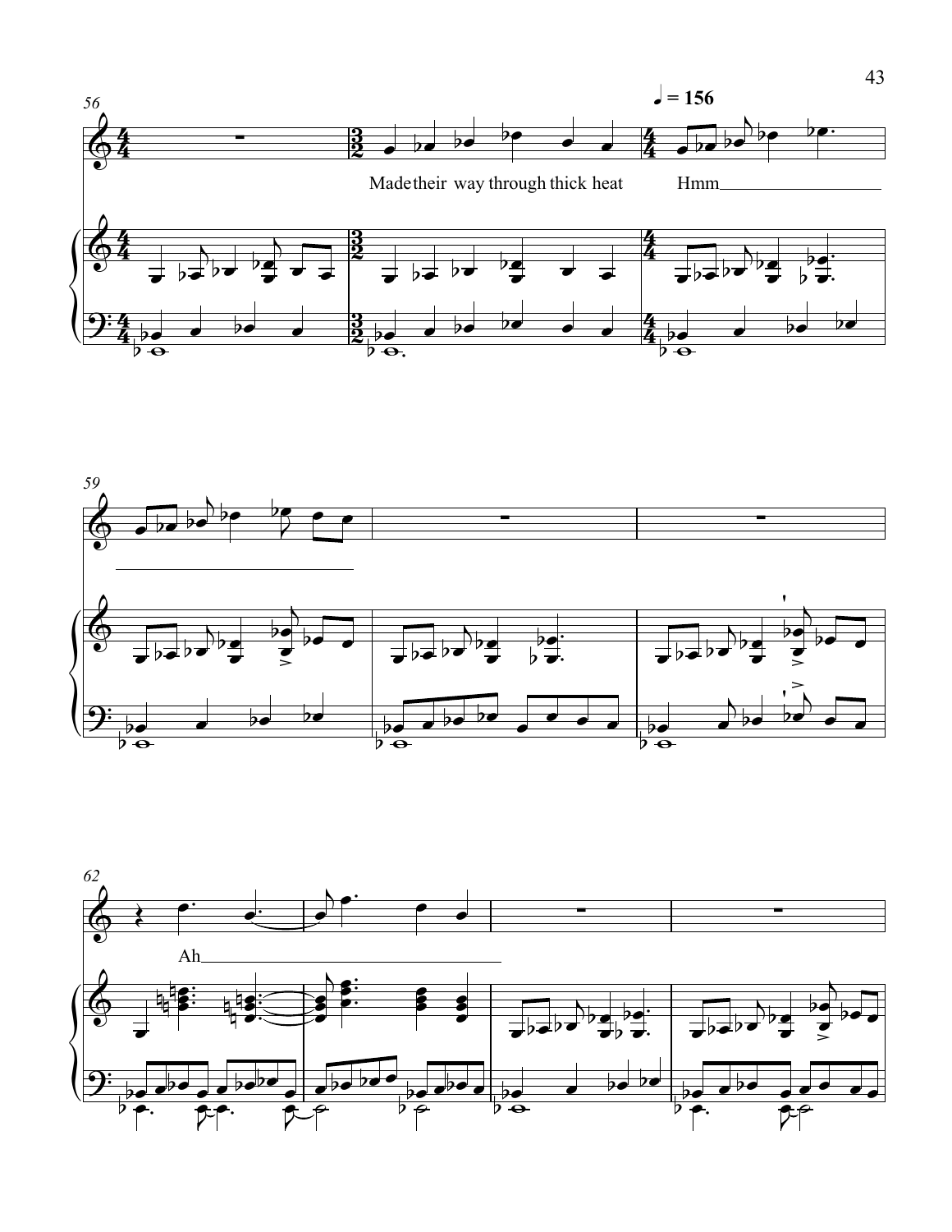♩ = 156

Made their way through thick heat

Hmm

Ah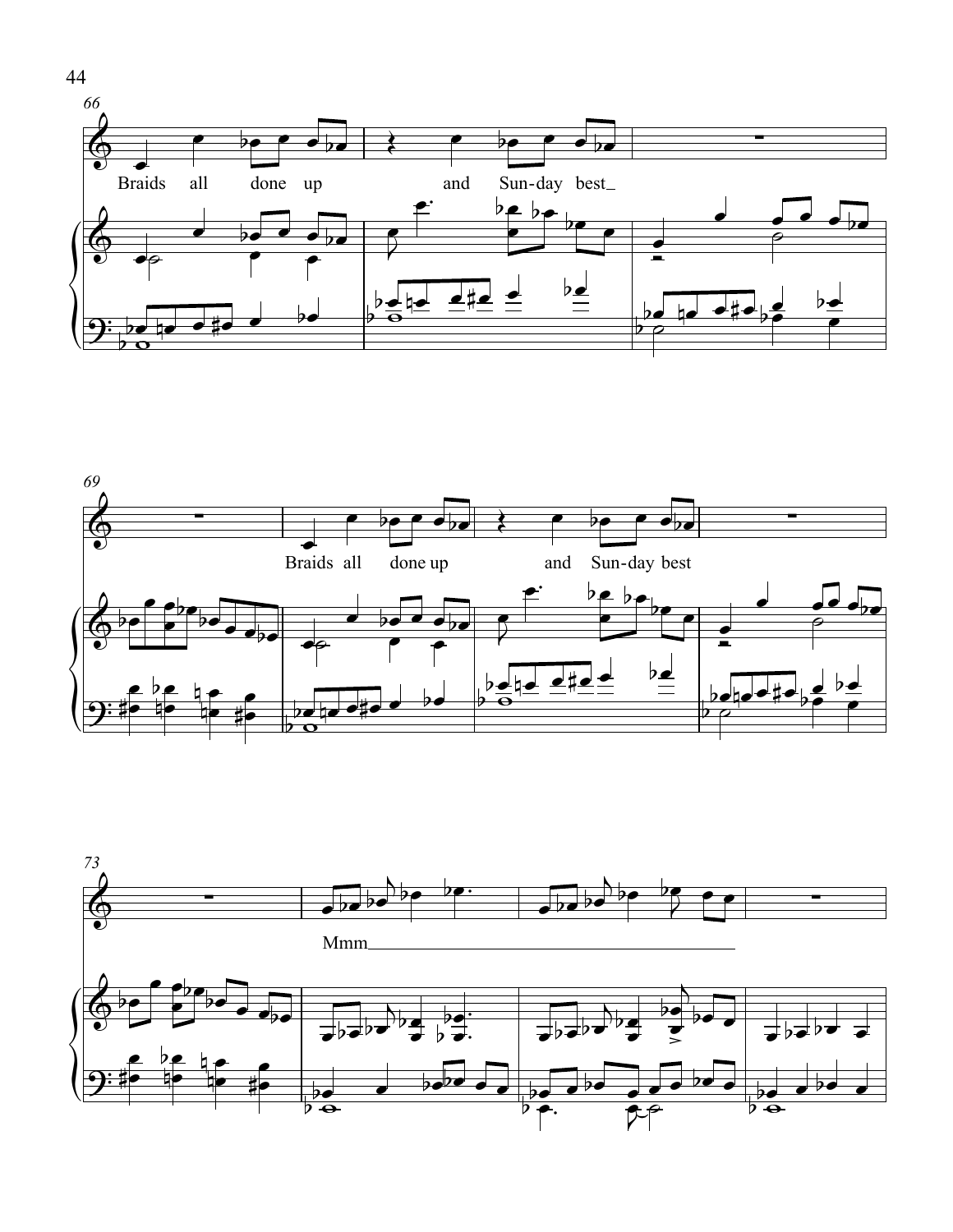Braids all done up and Sun-day best

Braids all done up and Sun-day best

Mmm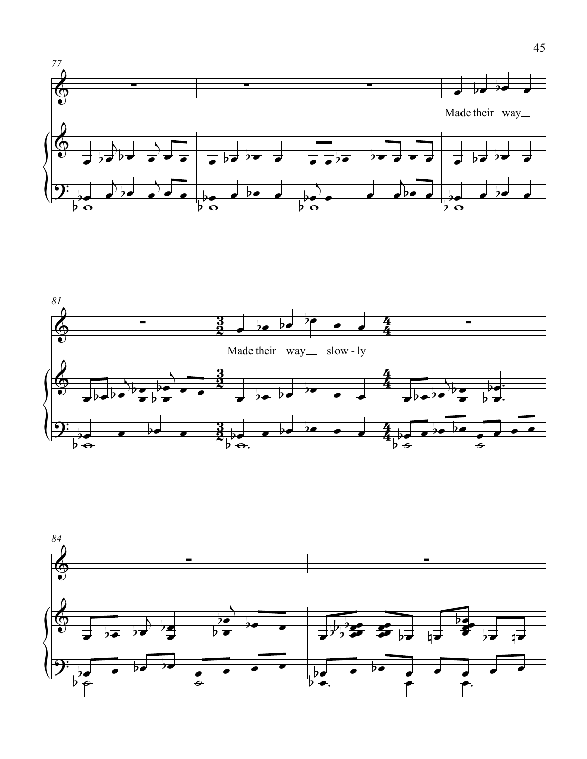77

Made their way

81

Made their way slow - ly

84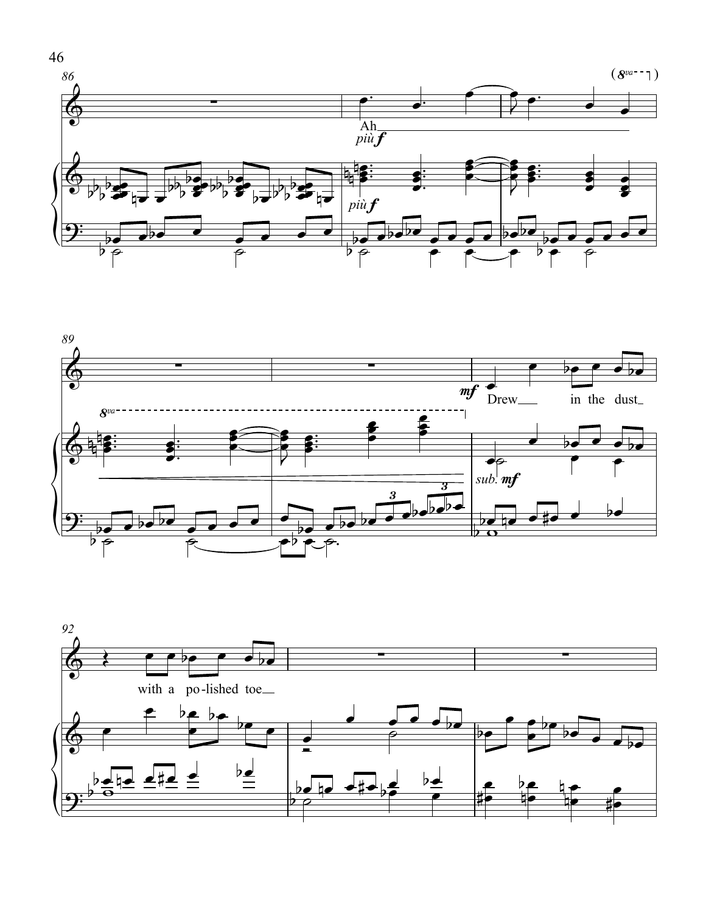86

Ah

*più f*

*più f*

89

*8va*

*mf* Drew in the dust

*sub. mf*

92

with a po-lished toe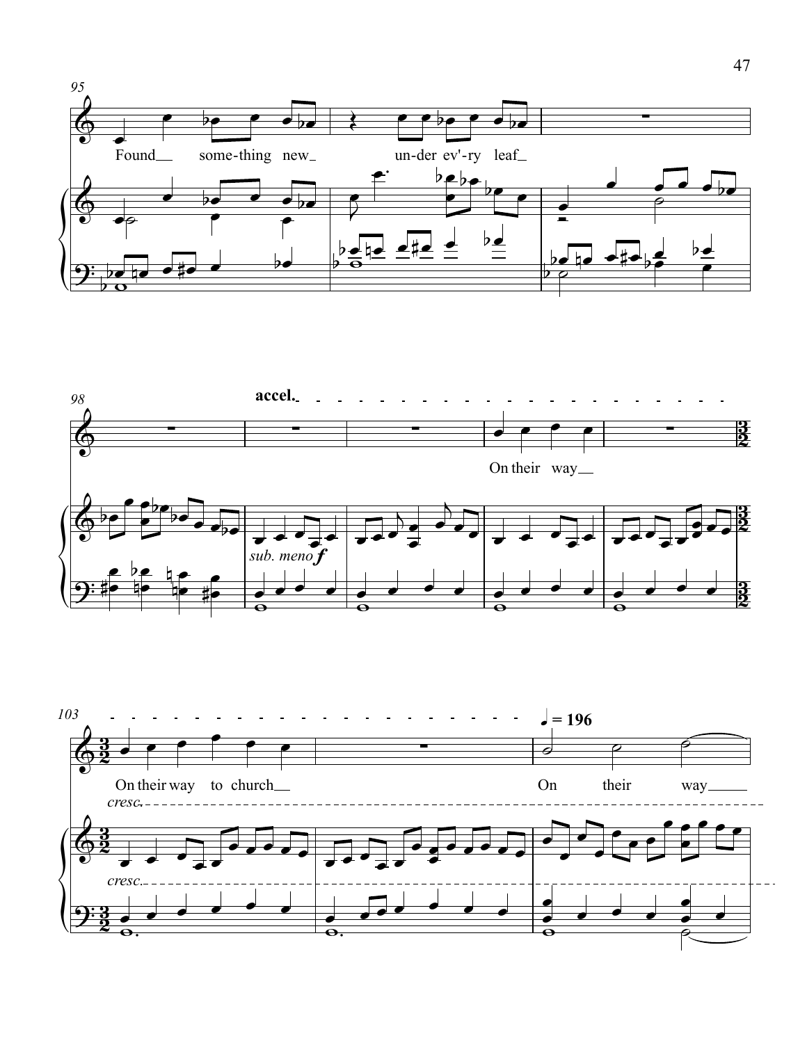95

Found__ some-thing new__ un-der ev'-ry leaf__

98

**accel.**

On their way__

*sub. meno* ***f***

103

On their way to church__

On their way____

*cresc.*

*cresc.*

♩ = 196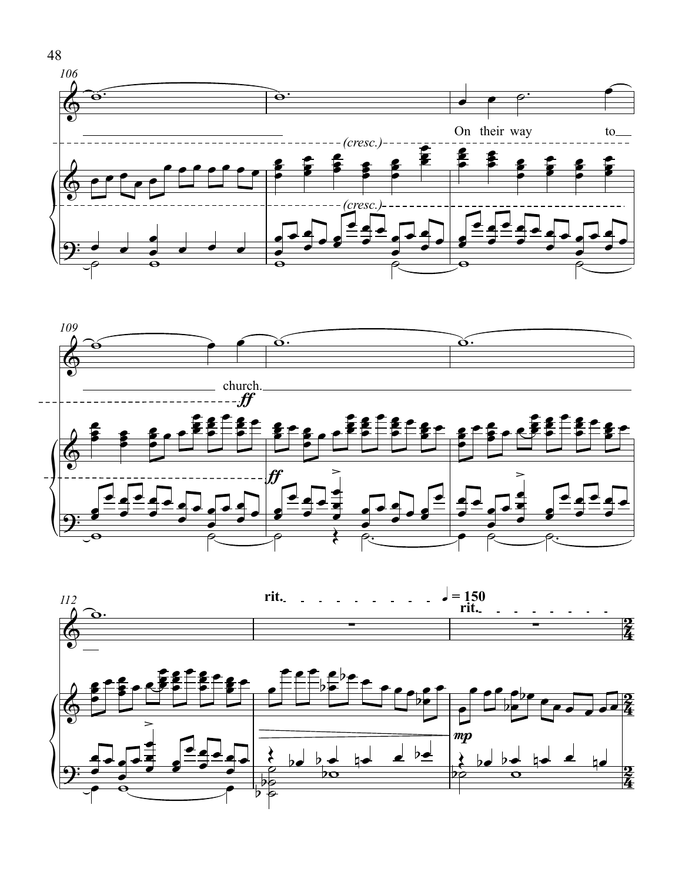106

On their way to

*(cresc.)*

*(cresc.)*

109

church.

***ff***

***ff***

112

**rit.**

♩ = 150

**rit.**

***mp***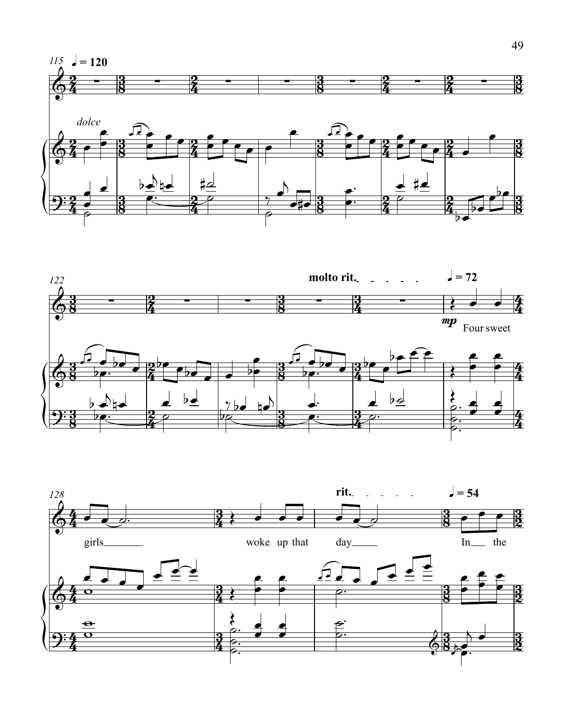115 ♩ = 120

*dolce*

122

**molto rit.** ♩ = 72

*mp* Four sweet

128

girls woke up that day

**rit.** ♩ = 54

In the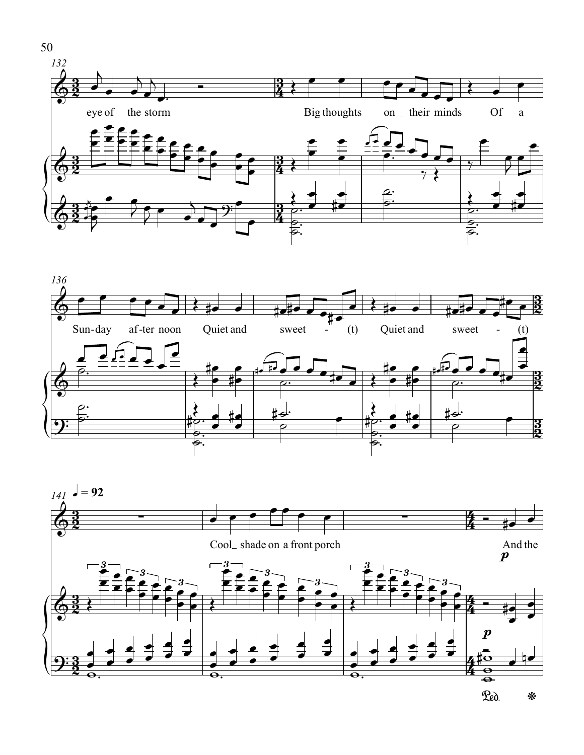132

eye of the storm Big thoughts on_ their minds Of a

136

Sun-day af-ter noon Quiet and sweet - (t) Quiet and sweet - (t)

141 ♩ = 92

Cool_ shade on a front porch And the

*p*

*p*

Ped. *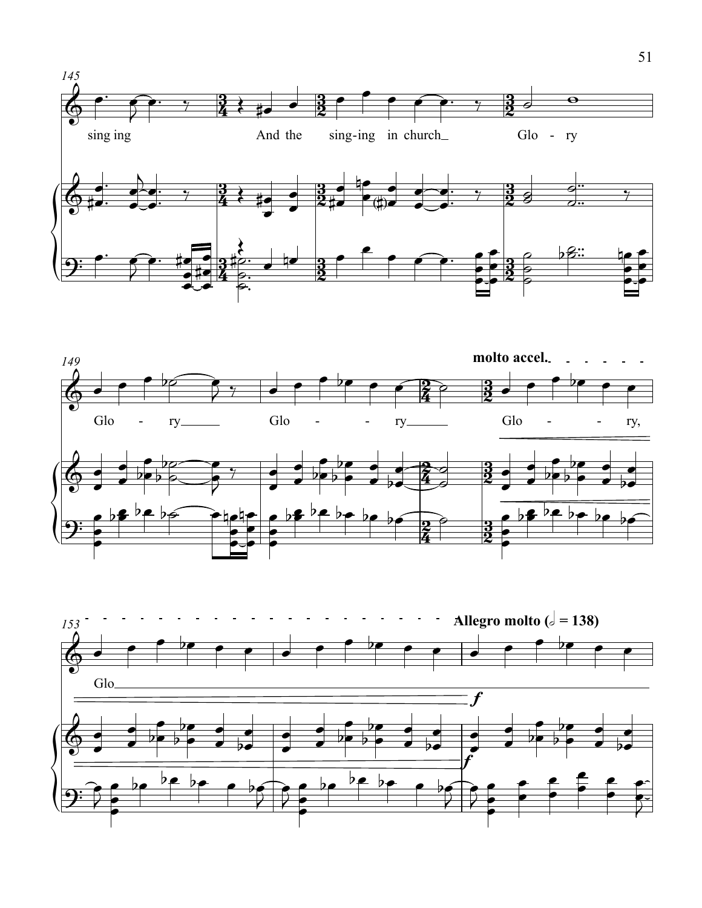145

sing ing And the sing-ing in church_ Glo - ry

149

Glo - ry_____ Glo - - ry_____ Glo - - ry,

**molto accel.**

153

Glo_____

**Allegro molto (𝅗𝅥 = 138)**

*f*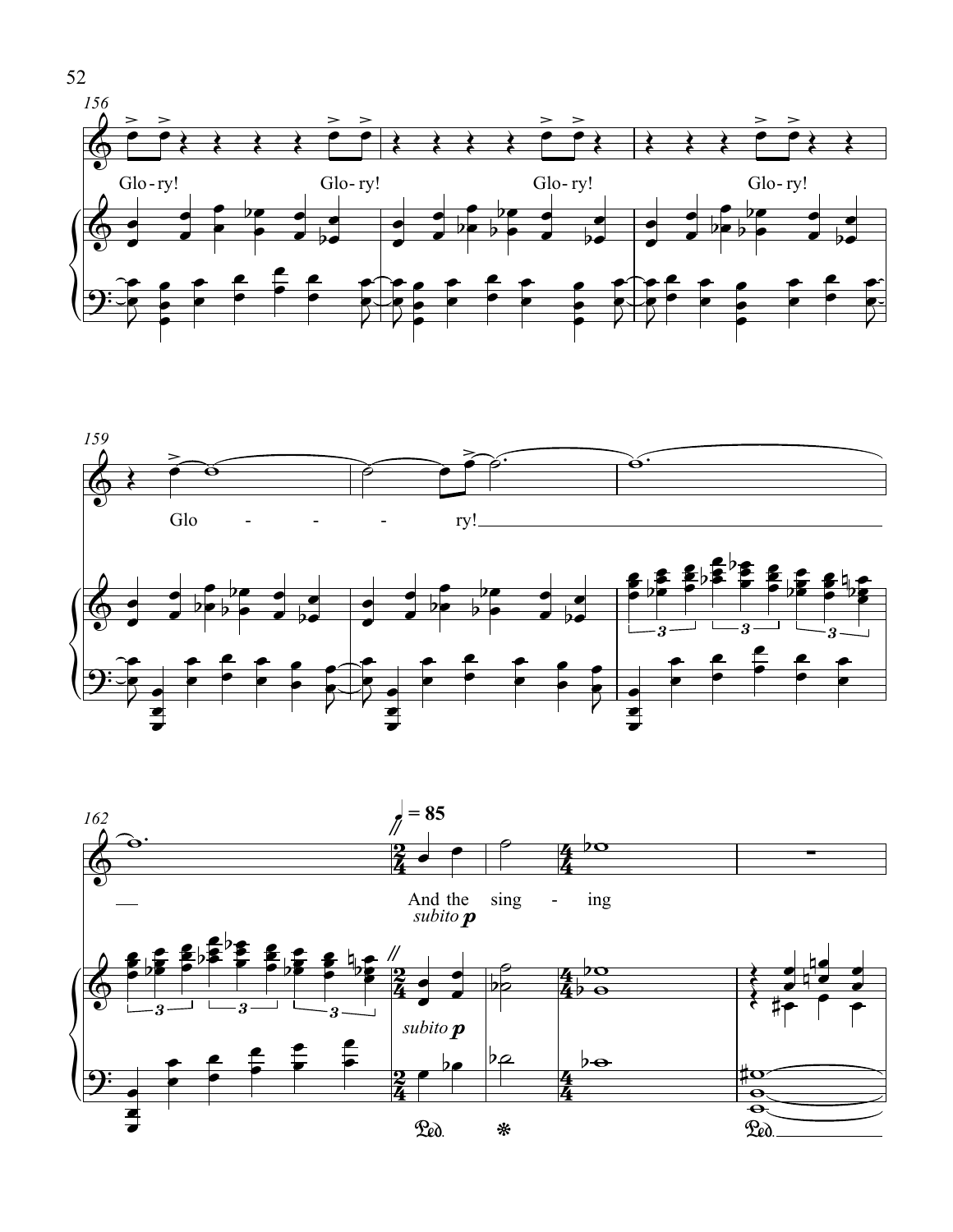156

Glo - ry! Glo - ry! Glo - ry! Glo - ry!

159

Glo - - - ry!

162

♩ = 85

And the sing - ing

*subito* **p**

*subito* **p**

Ped. *

Ped.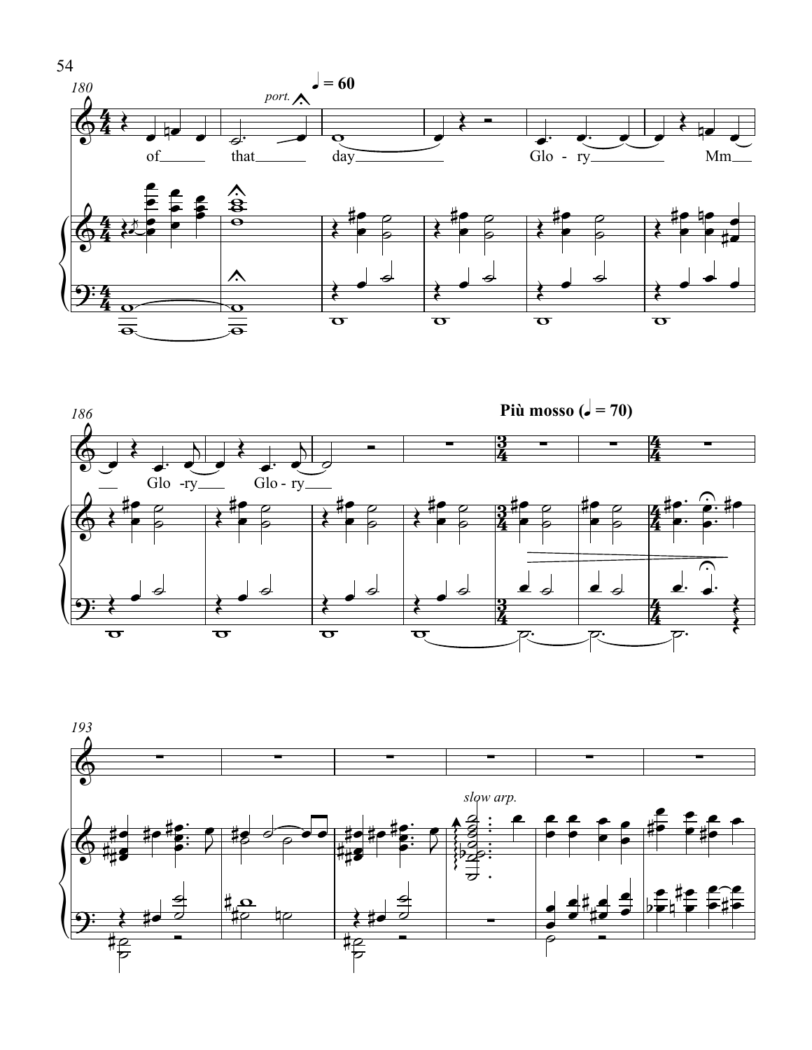♩ = 60

*port.*

of that day Glo - ry Mm

Glo - ry Glo - ry

**Più mosso (♩ = 70)**

*slow arp.*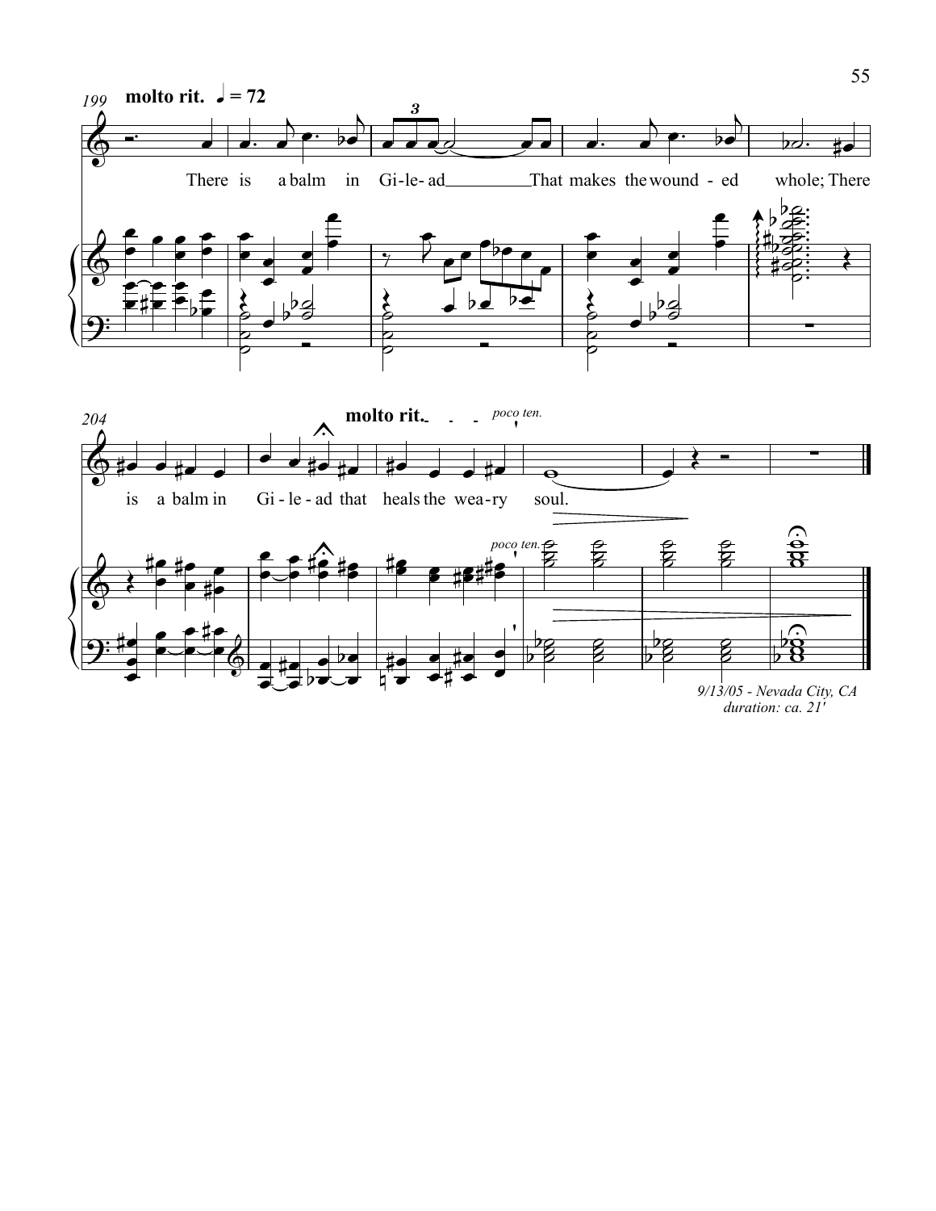199 **molto rit.** ♩ = 72

There is a balm in Gi-le-ad That makes the wound-ed whole; There

204 **molto rit.** *poco ten.*

is a balm in Gi-le-ad that heals the wea-ry soul.

*poco ten.*

*9/13/05 - Nevada City, CA*
*duration: ca. 21'*